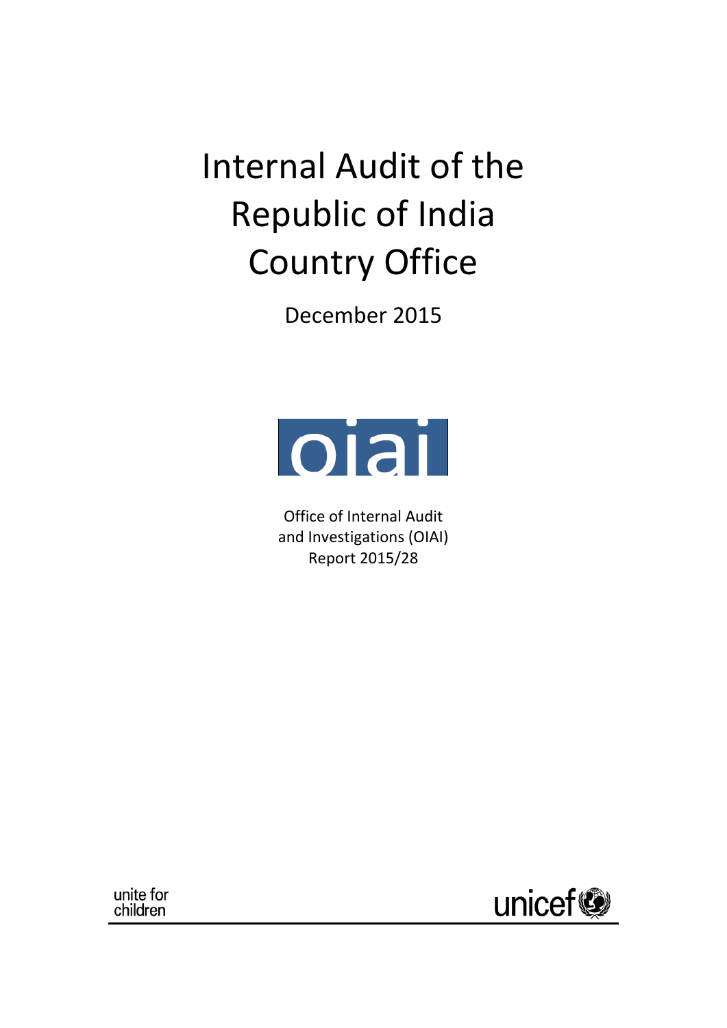# Internal Audit of the Republic of India Country Office

December 2015

oiai

Office of Internal Audit and Investigations (OIAI)
Report 2015/28

unite for children

unicef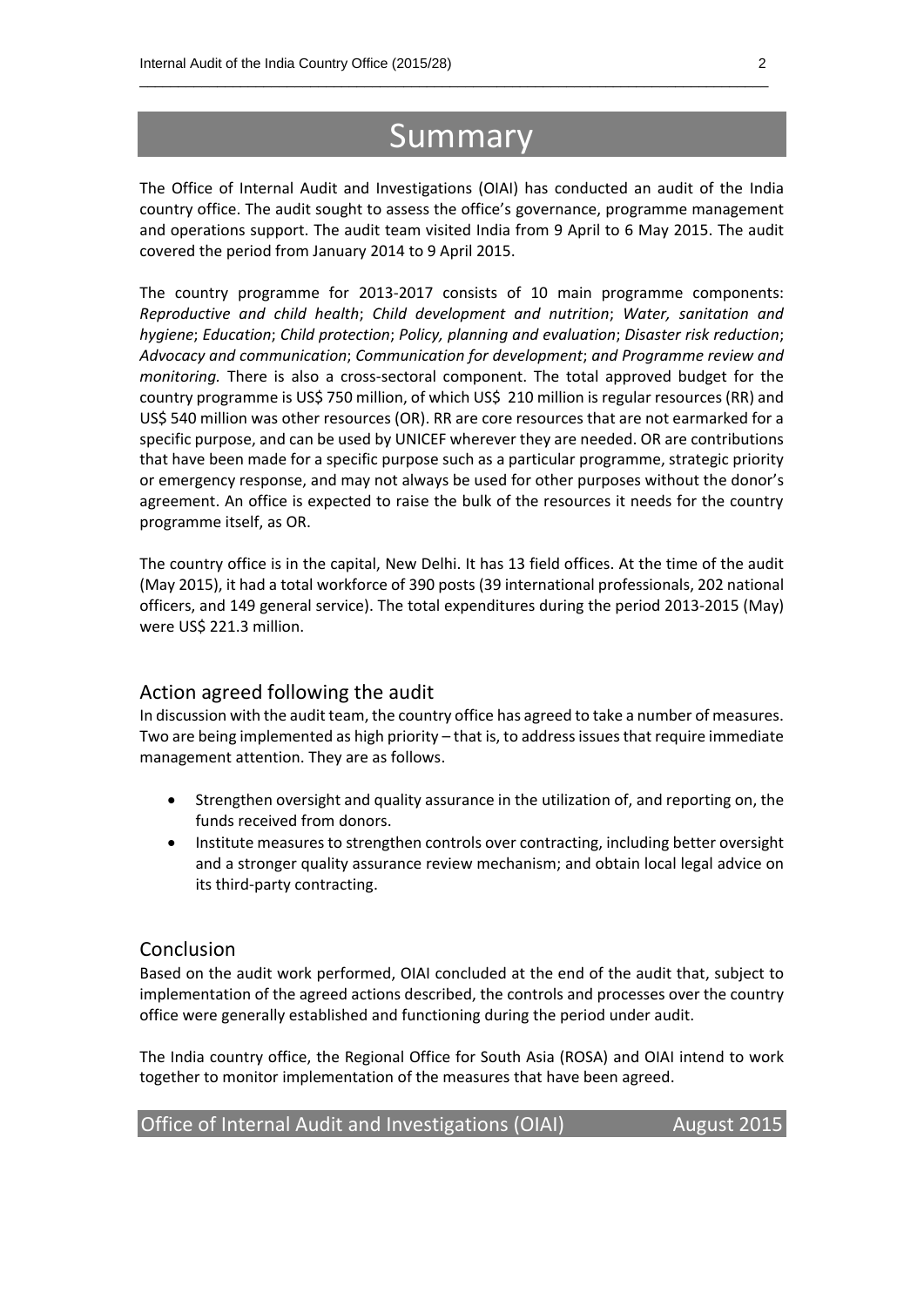# Summary

The Office of Internal Audit and Investigations (OIAI) has conducted an audit of the India country office. The audit sought to assess the office's governance, programme management and operations support. The audit team visited India from 9 April to 6 May 2015. The audit covered the period from January 2014 to 9 April 2015.

The country programme for 2013-2017 consists of 10 main programme components: *Reproductive and child health*; *Child development and nutrition*; *Water, sanitation and hygiene*; *Education*; *Child protection*; *Policy, planning and evaluation*; *Disaster risk reduction*; *Advocacy and communication*; *Communication for development*; *and Programme review and monitoring.* There is also a cross-sectoral component. The total approved budget for the country programme is US$ 750 million, of which US$ 210 million is regular resources (RR) and US$ 540 million was other resources (OR). RR are core resources that are not earmarked for a specific purpose, and can be used by UNICEF wherever they are needed. OR are contributions that have been made for a specific purpose such as a particular programme, strategic priority or emergency response, and may not always be used for other purposes without the donor's agreement. An office is expected to raise the bulk of the resources it needs for the country programme itself, as OR.

The country office is in the capital, New Delhi. It has 13 field offices. At the time of the audit (May 2015), it had a total workforce of 390 posts (39 international professionals, 202 national officers, and 149 general service). The total expenditures during the period 2013-2015 (May) were US$ 221.3 million.

## Action agreed following the audit

In discussion with the audit team, the country office has agreed to take a number of measures. Two are being implemented as high priority – that is, to address issues that require immediate management attention. They are as follows.

- Strengthen oversight and quality assurance in the utilization of, and reporting on, the funds received from donors.
- Institute measures to strengthen controls over contracting, including better oversight and a stronger quality assurance review mechanism; and obtain local legal advice on its third-party contracting.

## Conclusion

Based on the audit work performed, OIAI concluded at the end of the audit that, subject to implementation of the agreed actions described, the controls and processes over the country office were generally established and functioning during the period under audit.

The India country office, the Regional Office for South Asia (ROSA) and OIAI intend to work together to monitor implementation of the measures that have been agreed.

Office of Internal Audit and Investigations (OIAI) August 2015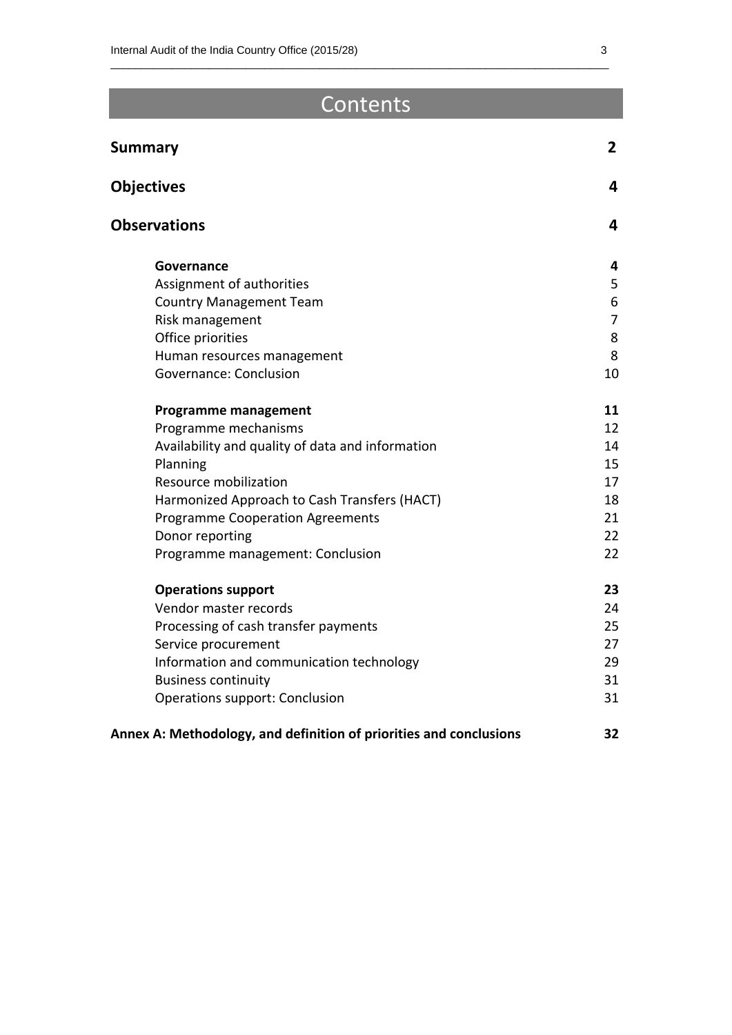# Contents

| | |
|---|---|
| **Summary** | **2** |
| **Objectives** | **4** |
| **Observations** | **4** |
| **Governance** | **4** |
| Assignment of authorities | 5 |
| Country Management Team | 6 |
| Risk management | 7 |
| Office priorities | 8 |
| Human resources management | 8 |
| Governance: Conclusion | 10 |
| **Programme management** | **11** |
| Programme mechanisms | 12 |
| Availability and quality of data and information | 14 |
| Planning | 15 |
| Resource mobilization | 17 |
| Harmonized Approach to Cash Transfers (HACT) | 18 |
| Programme Cooperation Agreements | 21 |
| Donor reporting | 22 |
| Programme management: Conclusion | 22 |
| **Operations support** | **23** |
| Vendor master records | 24 |
| Processing of cash transfer payments | 25 |
| Service procurement | 27 |
| Information and communication technology | 29 |
| Business continuity | 31 |
| Operations support: Conclusion | 31 |
| **Annex A: Methodology, and definition of priorities and conclusions** | **32** |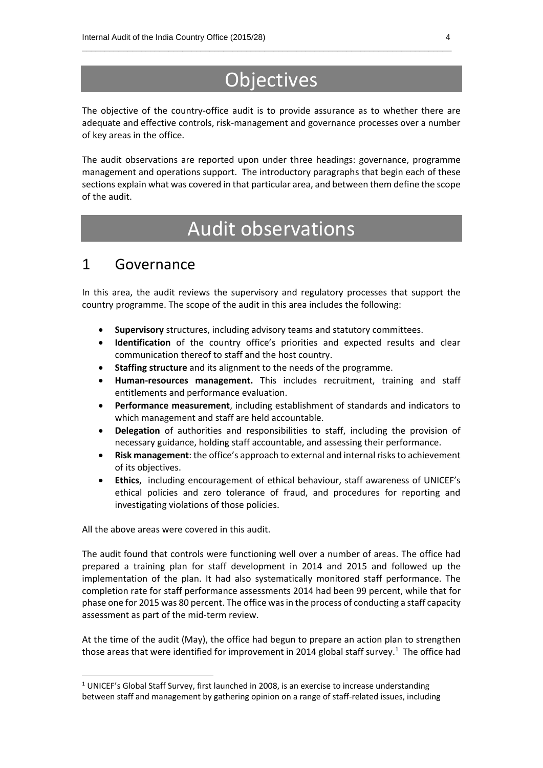# Objectives

The objective of the country-office audit is to provide assurance as to whether there are adequate and effective controls, risk-management and governance processes over a number of key areas in the office.

The audit observations are reported upon under three headings: governance, programme management and operations support. The introductory paragraphs that begin each of these sections explain what was covered in that particular area, and between them define the scope of the audit.

# Audit observations

## 1 Governance

In this area, the audit reviews the supervisory and regulatory processes that support the country programme. The scope of the audit in this area includes the following:

- **Supervisory** structures, including advisory teams and statutory committees.
- **Identification** of the country office's priorities and expected results and clear communication thereof to staff and the host country.
- **Staffing structure** and its alignment to the needs of the programme.
- **Human-resources management.** This includes recruitment, training and staff entitlements and performance evaluation.
- **Performance measurement**, including establishment of standards and indicators to which management and staff are held accountable.
- **Delegation** of authorities and responsibilities to staff, including the provision of necessary guidance, holding staff accountable, and assessing their performance.
- **Risk management**: the office's approach to external and internal risks to achievement of its objectives.
- **Ethics**, including encouragement of ethical behaviour, staff awareness of UNICEF's ethical policies and zero tolerance of fraud, and procedures for reporting and investigating violations of those policies.

All the above areas were covered in this audit.

The audit found that controls were functioning well over a number of areas. The office had prepared a training plan for staff development in 2014 and 2015 and followed up the implementation of the plan. It had also systematically monitored staff performance. The completion rate for staff performance assessments 2014 had been 99 percent, while that for phase one for 2015 was 80 percent. The office was in the process of conducting a staff capacity assessment as part of the mid-term review.

At the time of the audit (May), the office had begun to prepare an action plan to strengthen those areas that were identified for improvement in 2014 global staff survey.[1] The office had

[1] UNICEF's Global Staff Survey, first launched in 2008, is an exercise to increase understanding between staff and management by gathering opinion on a range of staff-related issues, including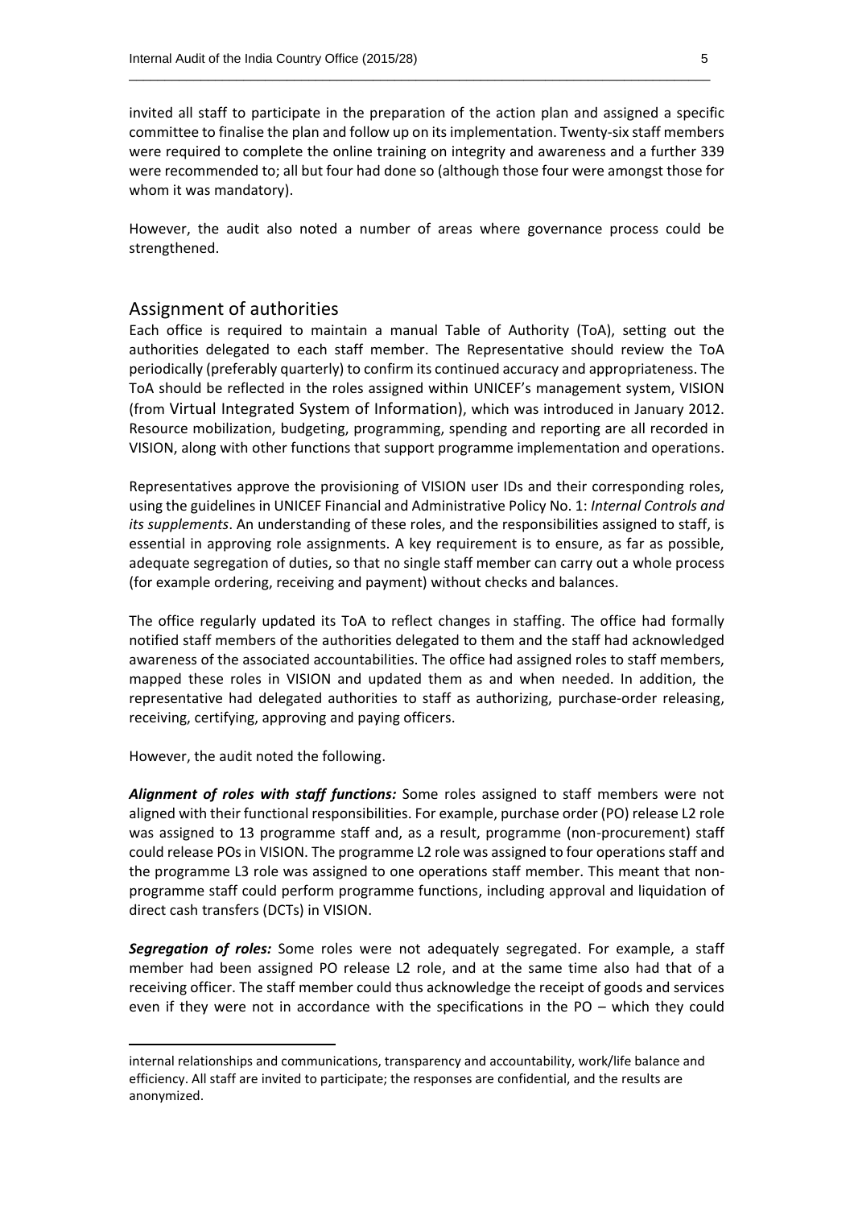invited all staff to participate in the preparation of the action plan and assigned a specific committee to finalise the plan and follow up on its implementation. Twenty-six staff members were required to complete the online training on integrity and awareness and a further 339 were recommended to; all but four had done so (although those four were amongst those for whom it was mandatory).

However, the audit also noted a number of areas where governance process could be strengthened.

## Assignment of authorities

Each office is required to maintain a manual Table of Authority (ToA), setting out the authorities delegated to each staff member. The Representative should review the ToA periodically (preferably quarterly) to confirm its continued accuracy and appropriateness. The ToA should be reflected in the roles assigned within UNICEF's management system, VISION (from Virtual Integrated System of Information), which was introduced in January 2012. Resource mobilization, budgeting, programming, spending and reporting are all recorded in VISION, along with other functions that support programme implementation and operations.

Representatives approve the provisioning of VISION user IDs and their corresponding roles, using the guidelines in UNICEF Financial and Administrative Policy No. 1: *Internal Controls and its supplements*. An understanding of these roles, and the responsibilities assigned to staff, is essential in approving role assignments. A key requirement is to ensure, as far as possible, adequate segregation of duties, so that no single staff member can carry out a whole process (for example ordering, receiving and payment) without checks and balances.

The office regularly updated its ToA to reflect changes in staffing. The office had formally notified staff members of the authorities delegated to them and the staff had acknowledged awareness of the associated accountabilities. The office had assigned roles to staff members, mapped these roles in VISION and updated them as and when needed. In addition, the representative had delegated authorities to staff as authorizing, purchase-order releasing, receiving, certifying, approving and paying officers.

However, the audit noted the following.

***Alignment of roles with staff functions:*** Some roles assigned to staff members were not aligned with their functional responsibilities. For example, purchase order (PO) release L2 role was assigned to 13 programme staff and, as a result, programme (non-procurement) staff could release POs in VISION. The programme L2 role was assigned to four operations staff and the programme L3 role was assigned to one operations staff member. This meant that non-programme staff could perform programme functions, including approval and liquidation of direct cash transfers (DCTs) in VISION.

***Segregation of roles:*** Some roles were not adequately segregated. For example, a staff member had been assigned PO release L2 role, and at the same time also had that of a receiving officer. The staff member could thus acknowledge the receipt of goods and services even if they were not in accordance with the specifications in the PO – which they could

---

internal relationships and communications, transparency and accountability, work/life balance and efficiency. All staff are invited to participate; the responses are confidential, and the results are anonymized.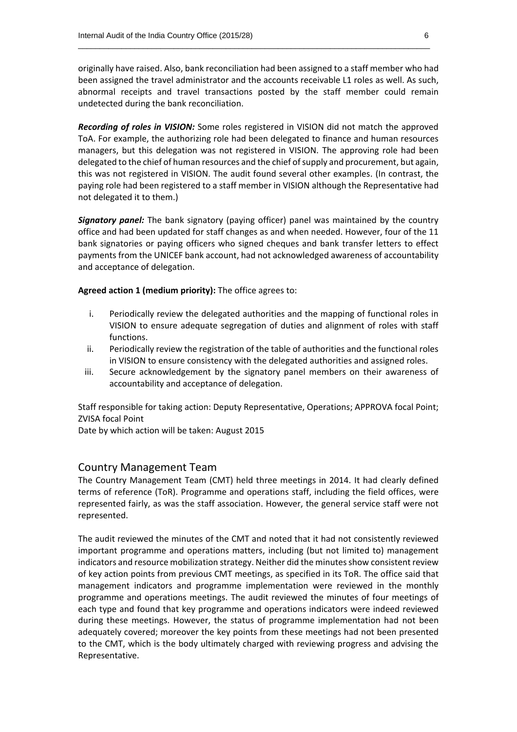originally have raised. Also, bank reconciliation had been assigned to a staff member who had been assigned the travel administrator and the accounts receivable L1 roles as well. As such, abnormal receipts and travel transactions posted by the staff member could remain undetected during the bank reconciliation.

***Recording of roles in VISION:*** Some roles registered in VISION did not match the approved ToA. For example, the authorizing role had been delegated to finance and human resources managers, but this delegation was not registered in VISION. The approving role had been delegated to the chief of human resources and the chief of supply and procurement, but again, this was not registered in VISION. The audit found several other examples. (In contrast, the paying role had been registered to a staff member in VISION although the Representative had not delegated it to them.)

***Signatory panel:*** The bank signatory (paying officer) panel was maintained by the country office and had been updated for staff changes as and when needed. However, four of the 11 bank signatories or paying officers who signed cheques and bank transfer letters to effect payments from the UNICEF bank account, had not acknowledged awareness of accountability and acceptance of delegation.

**Agreed action 1 (medium priority):** The office agrees to:

i. Periodically review the delegated authorities and the mapping of functional roles in VISION to ensure adequate segregation of duties and alignment of roles with staff functions.
ii. Periodically review the registration of the table of authorities and the functional roles in VISION to ensure consistency with the delegated authorities and assigned roles.
iii. Secure acknowledgement by the signatory panel members on their awareness of accountability and acceptance of delegation.

Staff responsible for taking action: Deputy Representative, Operations; APPROVA focal Point; ZVISA focal Point
Date by which action will be taken: August 2015

## Country Management Team

The Country Management Team (CMT) held three meetings in 2014. It had clearly defined terms of reference (ToR). Programme and operations staff, including the field offices, were represented fairly, as was the staff association. However, the general service staff were not represented.

The audit reviewed the minutes of the CMT and noted that it had not consistently reviewed important programme and operations matters, including (but not limited to) management indicators and resource mobilization strategy. Neither did the minutes show consistent review of key action points from previous CMT meetings, as specified in its ToR. The office said that management indicators and programme implementation were reviewed in the monthly programme and operations meetings. The audit reviewed the minutes of four meetings of each type and found that key programme and operations indicators were indeed reviewed during these meetings. However, the status of programme implementation had not been adequately covered; moreover the key points from these meetings had not been presented to the CMT, which is the body ultimately charged with reviewing progress and advising the Representative.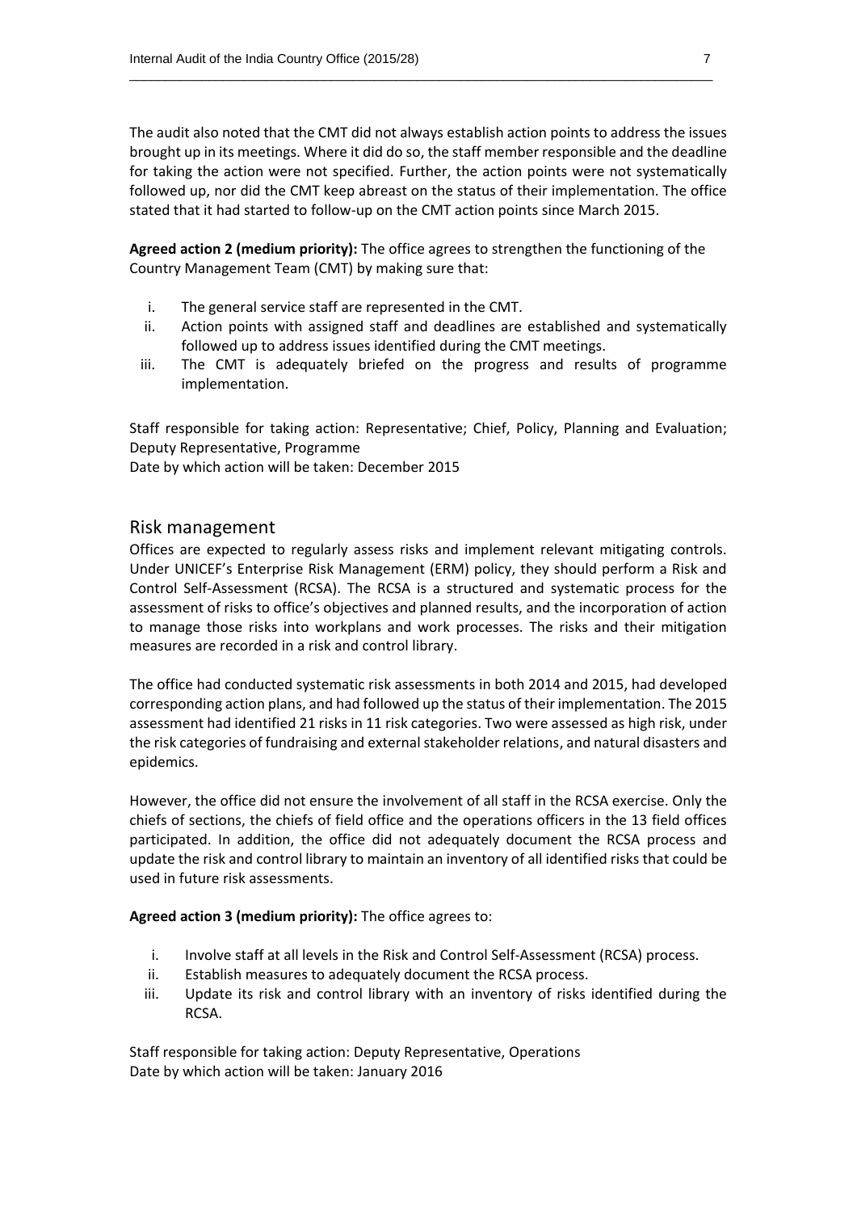The audit also noted that the CMT did not always establish action points to address the issues brought up in its meetings. Where it did do so, the staff member responsible and the deadline for taking the action were not specified. Further, the action points were not systematically followed up, nor did the CMT keep abreast on the status of their implementation. The office stated that it had started to follow-up on the CMT action points since March 2015.

**Agreed action 2 (medium priority):** The office agrees to strengthen the functioning of the Country Management Team (CMT) by making sure that:

i. The general service staff are represented in the CMT.
ii. Action points with assigned staff and deadlines are established and systematically followed up to address issues identified during the CMT meetings.
iii. The CMT is adequately briefed on the progress and results of programme implementation.

Staff responsible for taking action: Representative; Chief, Policy, Planning and Evaluation; Deputy Representative, Programme
Date by which action will be taken: December 2015

## Risk management

Offices are expected to regularly assess risks and implement relevant mitigating controls. Under UNICEF's Enterprise Risk Management (ERM) policy, they should perform a Risk and Control Self-Assessment (RCSA). The RCSA is a structured and systematic process for the assessment of risks to office's objectives and planned results, and the incorporation of action to manage those risks into workplans and work processes. The risks and their mitigation measures are recorded in a risk and control library.

The office had conducted systematic risk assessments in both 2014 and 2015, had developed corresponding action plans, and had followed up the status of their implementation. The 2015 assessment had identified 21 risks in 11 risk categories. Two were assessed as high risk, under the risk categories of fundraising and external stakeholder relations, and natural disasters and epidemics.

However, the office did not ensure the involvement of all staff in the RCSA exercise. Only the chiefs of sections, the chiefs of field office and the operations officers in the 13 field offices participated. In addition, the office did not adequately document the RCSA process and update the risk and control library to maintain an inventory of all identified risks that could be used in future risk assessments.

**Agreed action 3 (medium priority):** The office agrees to:

i. Involve staff at all levels in the Risk and Control Self-Assessment (RCSA) process.
ii. Establish measures to adequately document the RCSA process.
iii. Update its risk and control library with an inventory of risks identified during the RCSA.

Staff responsible for taking action: Deputy Representative, Operations
Date by which action will be taken: January 2016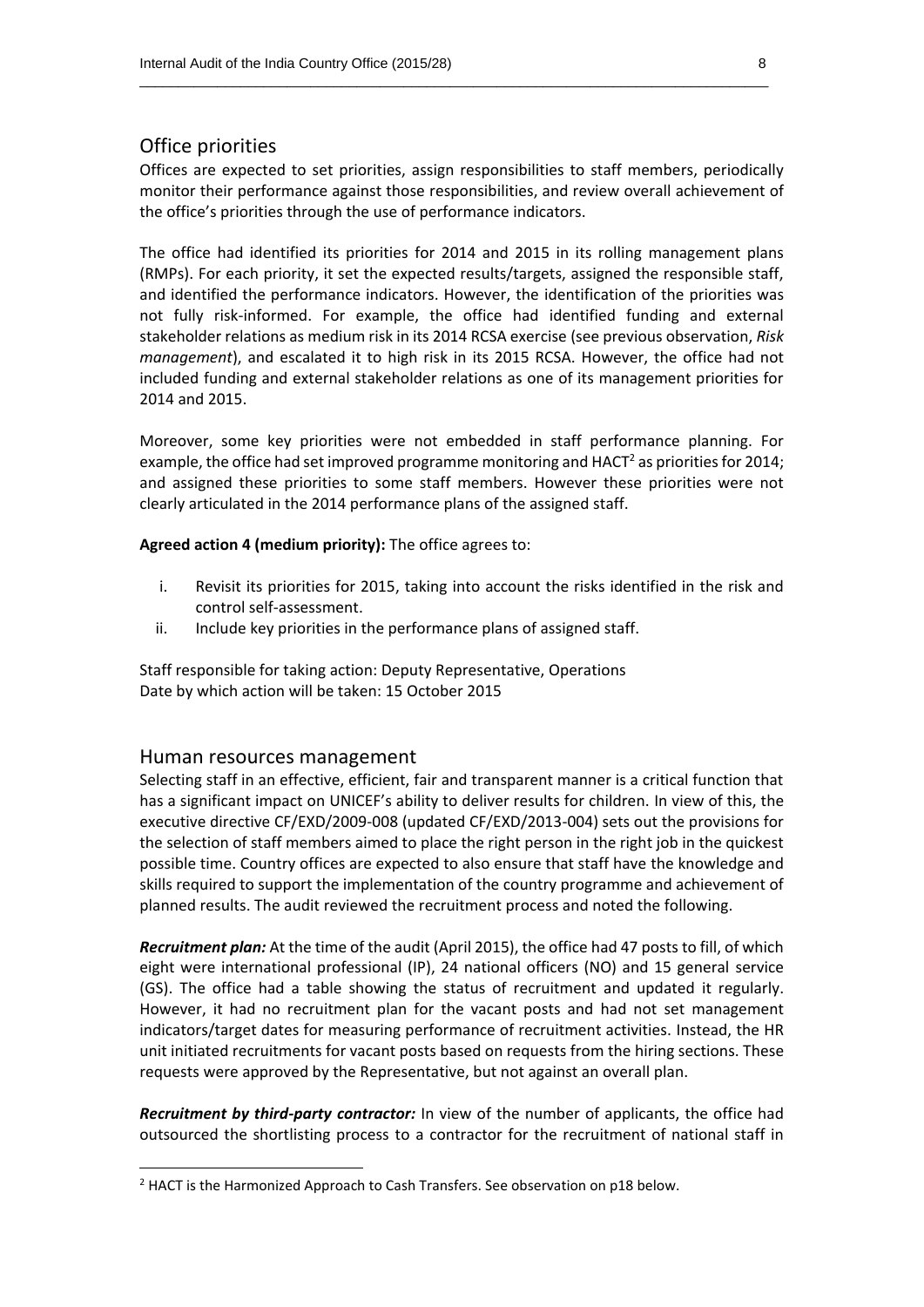## Office priorities

Offices are expected to set priorities, assign responsibilities to staff members, periodically monitor their performance against those responsibilities, and review overall achievement of the office's priorities through the use of performance indicators.

The office had identified its priorities for 2014 and 2015 in its rolling management plans (RMPs). For each priority, it set the expected results/targets, assigned the responsible staff, and identified the performance indicators. However, the identification of the priorities was not fully risk-informed. For example, the office had identified funding and external stakeholder relations as medium risk in its 2014 RCSA exercise (see previous observation, *Risk management*), and escalated it to high risk in its 2015 RCSA. However, the office had not included funding and external stakeholder relations as one of its management priorities for 2014 and 2015.

Moreover, some key priorities were not embedded in staff performance planning. For example, the office had set improved programme monitoring and HACT[2] as priorities for 2014; and assigned these priorities to some staff members. However these priorities were not clearly articulated in the 2014 performance plans of the assigned staff.

**Agreed action 4 (medium priority):** The office agrees to:

i. Revisit its priorities for 2015, taking into account the risks identified in the risk and control self-assessment.
ii. Include key priorities in the performance plans of assigned staff.

Staff responsible for taking action: Deputy Representative, Operations
Date by which action will be taken: 15 October 2015

## Human resources management

Selecting staff in an effective, efficient, fair and transparent manner is a critical function that has a significant impact on UNICEF's ability to deliver results for children. In view of this, the executive directive CF/EXD/2009-008 (updated CF/EXD/2013-004) sets out the provisions for the selection of staff members aimed to place the right person in the right job in the quickest possible time. Country offices are expected to also ensure that staff have the knowledge and skills required to support the implementation of the country programme and achievement of planned results. The audit reviewed the recruitment process and noted the following.

***Recruitment plan:*** At the time of the audit (April 2015), the office had 47 posts to fill, of which eight were international professional (IP), 24 national officers (NO) and 15 general service (GS). The office had a table showing the status of recruitment and updated it regularly. However, it had no recruitment plan for the vacant posts and had not set management indicators/target dates for measuring performance of recruitment activities. Instead, the HR unit initiated recruitments for vacant posts based on requests from the hiring sections. These requests were approved by the Representative, but not against an overall plan.

***Recruitment by third-party contractor:*** In view of the number of applicants, the office had outsourced the shortlisting process to a contractor for the recruitment of national staff in

[2] HACT is the Harmonized Approach to Cash Transfers. See observation on p18 below.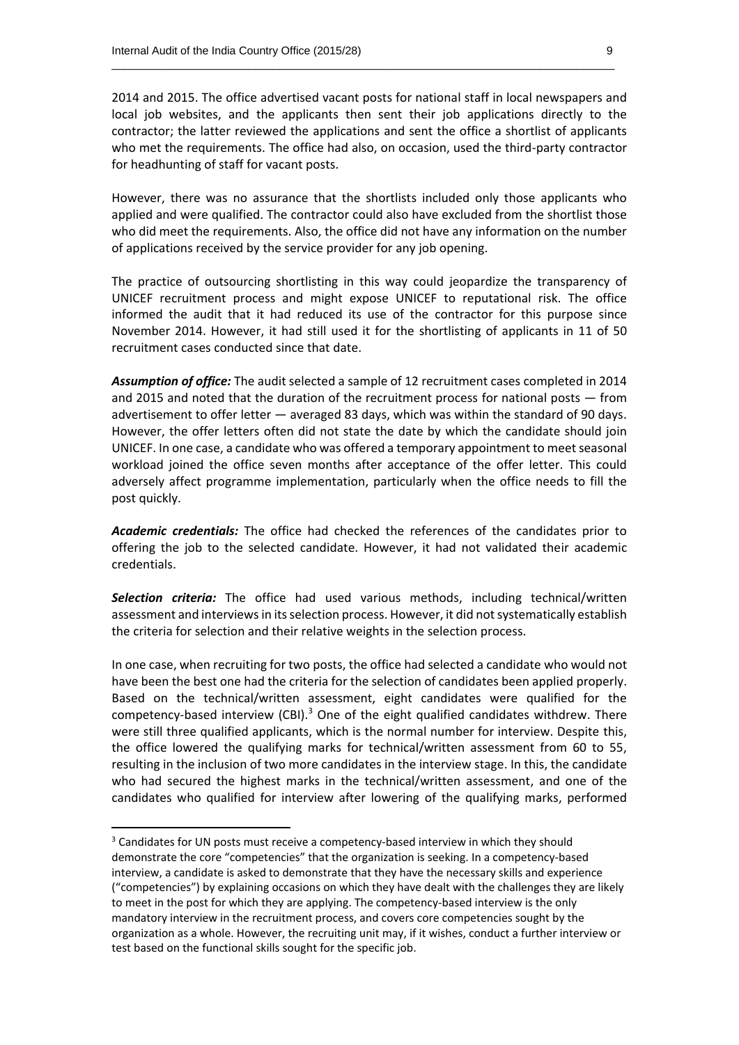2014 and 2015. The office advertised vacant posts for national staff in local newspapers and local job websites, and the applicants then sent their job applications directly to the contractor; the latter reviewed the applications and sent the office a shortlist of applicants who met the requirements. The office had also, on occasion, used the third-party contractor for headhunting of staff for vacant posts.

However, there was no assurance that the shortlists included only those applicants who applied and were qualified. The contractor could also have excluded from the shortlist those who did meet the requirements. Also, the office did not have any information on the number of applications received by the service provider for any job opening.

The practice of outsourcing shortlisting in this way could jeopardize the transparency of UNICEF recruitment process and might expose UNICEF to reputational risk. The office informed the audit that it had reduced its use of the contractor for this purpose since November 2014. However, it had still used it for the shortlisting of applicants in 11 of 50 recruitment cases conducted since that date.

***Assumption of office:*** The audit selected a sample of 12 recruitment cases completed in 2014 and 2015 and noted that the duration of the recruitment process for national posts — from advertisement to offer letter — averaged 83 days, which was within the standard of 90 days. However, the offer letters often did not state the date by which the candidate should join UNICEF. In one case, a candidate who was offered a temporary appointment to meet seasonal workload joined the office seven months after acceptance of the offer letter. This could adversely affect programme implementation, particularly when the office needs to fill the post quickly.

***Academic credentials:*** The office had checked the references of the candidates prior to offering the job to the selected candidate. However, it had not validated their academic credentials.

***Selection criteria:*** The office had used various methods, including technical/written assessment and interviews in its selection process. However, it did not systematically establish the criteria for selection and their relative weights in the selection process.

In one case, when recruiting for two posts, the office had selected a candidate who would not have been the best one had the criteria for the selection of candidates been applied properly. Based on the technical/written assessment, eight candidates were qualified for the competency-based interview (CBI).[3] One of the eight qualified candidates withdrew. There were still three qualified applicants, which is the normal number for interview. Despite this, the office lowered the qualifying marks for technical/written assessment from 60 to 55, resulting in the inclusion of two more candidates in the interview stage. In this, the candidate who had secured the highest marks in the technical/written assessment, and one of the candidates who qualified for interview after lowering of the qualifying marks, performed

---

[3] Candidates for UN posts must receive a competency-based interview in which they should demonstrate the core "competencies" that the organization is seeking. In a competency-based interview, a candidate is asked to demonstrate that they have the necessary skills and experience ("competencies") by explaining occasions on which they have dealt with the challenges they are likely to meet in the post for which they are applying. The competency-based interview is the only mandatory interview in the recruitment process, and covers core competencies sought by the organization as a whole. However, the recruiting unit may, if it wishes, conduct a further interview or test based on the functional skills sought for the specific job.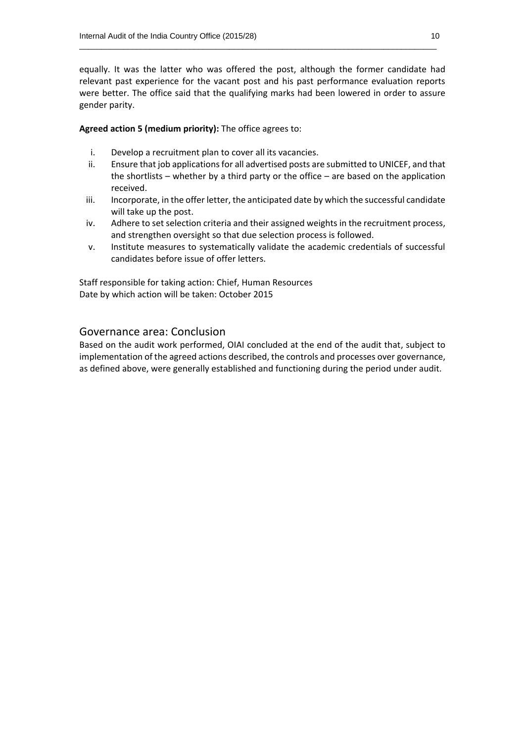equally. It was the latter who was offered the post, although the former candidate had relevant past experience for the vacant post and his past performance evaluation reports were better. The office said that the qualifying marks had been lowered in order to assure gender parity.

**Agreed action 5 (medium priority):** The office agrees to:

i. Develop a recruitment plan to cover all its vacancies.
ii. Ensure that job applications for all advertised posts are submitted to UNICEF, and that the shortlists – whether by a third party or the office – are based on the application received.
iii. Incorporate, in the offer letter, the anticipated date by which the successful candidate will take up the post.
iv. Adhere to set selection criteria and their assigned weights in the recruitment process, and strengthen oversight so that due selection process is followed.
v. Institute measures to systematically validate the academic credentials of successful candidates before issue of offer letters.

Staff responsible for taking action: Chief, Human Resources
Date by which action will be taken: October 2015

## Governance area: Conclusion

Based on the audit work performed, OIAI concluded at the end of the audit that, subject to implementation of the agreed actions described, the controls and processes over governance, as defined above, were generally established and functioning during the period under audit.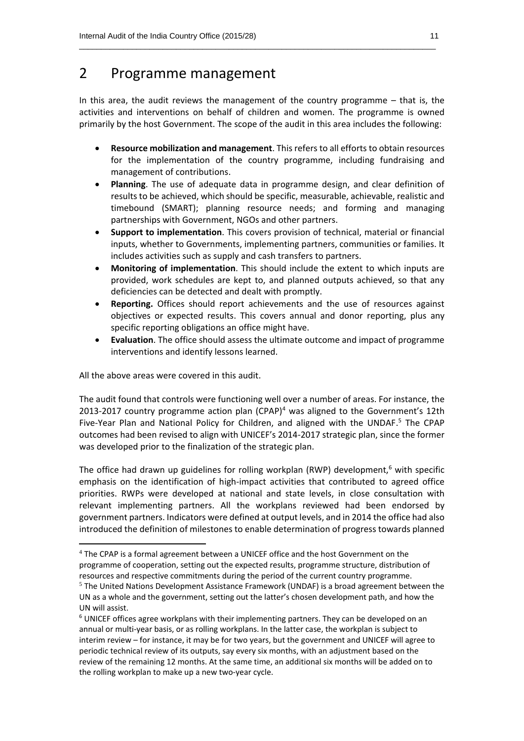# 2 Programme management

In this area, the audit reviews the management of the country programme – that is, the activities and interventions on behalf of children and women. The programme is owned primarily by the host Government. The scope of the audit in this area includes the following:

- **Resource mobilization and management**. This refers to all efforts to obtain resources for the implementation of the country programme, including fundraising and management of contributions.
- **Planning**. The use of adequate data in programme design, and clear definition of results to be achieved, which should be specific, measurable, achievable, realistic and timebound (SMART); planning resource needs; and forming and managing partnerships with Government, NGOs and other partners.
- **Support to implementation**. This covers provision of technical, material or financial inputs, whether to Governments, implementing partners, communities or families. It includes activities such as supply and cash transfers to partners.
- **Monitoring of implementation**. This should include the extent to which inputs are provided, work schedules are kept to, and planned outputs achieved, so that any deficiencies can be detected and dealt with promptly.
- **Reporting.** Offices should report achievements and the use of resources against objectives or expected results. This covers annual and donor reporting, plus any specific reporting obligations an office might have.
- **Evaluation**. The office should assess the ultimate outcome and impact of programme interventions and identify lessons learned.

All the above areas were covered in this audit.

The audit found that controls were functioning well over a number of areas. For instance, the 2013-2017 country programme action plan (CPAP)[4] was aligned to the Government's 12th Five-Year Plan and National Policy for Children, and aligned with the UNDAF.[5] The CPAP outcomes had been revised to align with UNICEF's 2014-2017 strategic plan, since the former was developed prior to the finalization of the strategic plan.

The office had drawn up guidelines for rolling workplan (RWP) development,[6] with specific emphasis on the identification of high-impact activities that contributed to agreed office priorities. RWPs were developed at national and state levels, in close consultation with relevant implementing partners. All the workplans reviewed had been endorsed by government partners. Indicators were defined at output levels, and in 2014 the office had also introduced the definition of milestones to enable determination of progress towards planned

---

[4] The CPAP is a formal agreement between a UNICEF office and the host Government on the programme of cooperation, setting out the expected results, programme structure, distribution of resources and respective commitments during the period of the current country programme.

[5] The United Nations Development Assistance Framework (UNDAF) is a broad agreement between the UN as a whole and the government, setting out the latter's chosen development path, and how the UN will assist.

[6] UNICEF offices agree workplans with their implementing partners. They can be developed on an annual or multi-year basis, or as rolling workplans. In the latter case, the workplan is subject to interim review – for instance, it may be for two years, but the government and UNICEF will agree to periodic technical review of its outputs, say every six months, with an adjustment based on the review of the remaining 12 months. At the same time, an additional six months will be added on to the rolling workplan to make up a new two-year cycle.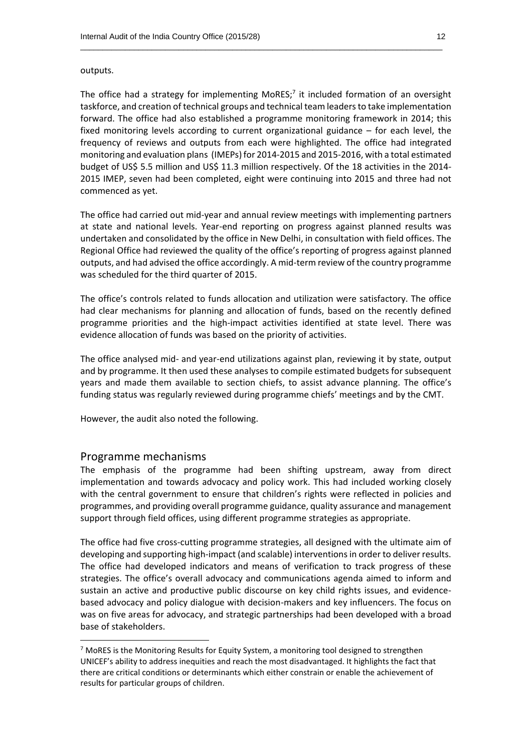outputs.

The office had a strategy for implementing MoRES;[7] it included formation of an oversight taskforce, and creation of technical groups and technical team leaders to take implementation forward. The office had also established a programme monitoring framework in 2014; this fixed monitoring levels according to current organizational guidance – for each level, the frequency of reviews and outputs from each were highlighted. The office had integrated monitoring and evaluation plans (IMEPs) for 2014-2015 and 2015-2016, with a total estimated budget of US$ 5.5 million and US$ 11.3 million respectively. Of the 18 activities in the 2014-2015 IMEP, seven had been completed, eight were continuing into 2015 and three had not commenced as yet.

The office had carried out mid-year and annual review meetings with implementing partners at state and national levels. Year-end reporting on progress against planned results was undertaken and consolidated by the office in New Delhi, in consultation with field offices. The Regional Office had reviewed the quality of the office's reporting of progress against planned outputs, and had advised the office accordingly. A mid-term review of the country programme was scheduled for the third quarter of 2015.

The office's controls related to funds allocation and utilization were satisfactory. The office had clear mechanisms for planning and allocation of funds, based on the recently defined programme priorities and the high-impact activities identified at state level. There was evidence allocation of funds was based on the priority of activities.

The office analysed mid- and year-end utilizations against plan, reviewing it by state, output and by programme. It then used these analyses to compile estimated budgets for subsequent years and made them available to section chiefs, to assist advance planning. The office's funding status was regularly reviewed during programme chiefs' meetings and by the CMT.

However, the audit also noted the following.

## Programme mechanisms

The emphasis of the programme had been shifting upstream, away from direct implementation and towards advocacy and policy work. This had included working closely with the central government to ensure that children's rights were reflected in policies and programmes, and providing overall programme guidance, quality assurance and management support through field offices, using different programme strategies as appropriate.

The office had five cross-cutting programme strategies, all designed with the ultimate aim of developing and supporting high-impact (and scalable) interventions in order to deliver results. The office had developed indicators and means of verification to track progress of these strategies. The office's overall advocacy and communications agenda aimed to inform and sustain an active and productive public discourse on key child rights issues, and evidence-based advocacy and policy dialogue with decision-makers and key influencers. The focus on was on five areas for advocacy, and strategic partnerships had been developed with a broad base of stakeholders.

[7] MoRES is the Monitoring Results for Equity System, a monitoring tool designed to strengthen UNICEF's ability to address inequities and reach the most disadvantaged. It highlights the fact that there are critical conditions or determinants which either constrain or enable the achievement of results for particular groups of children.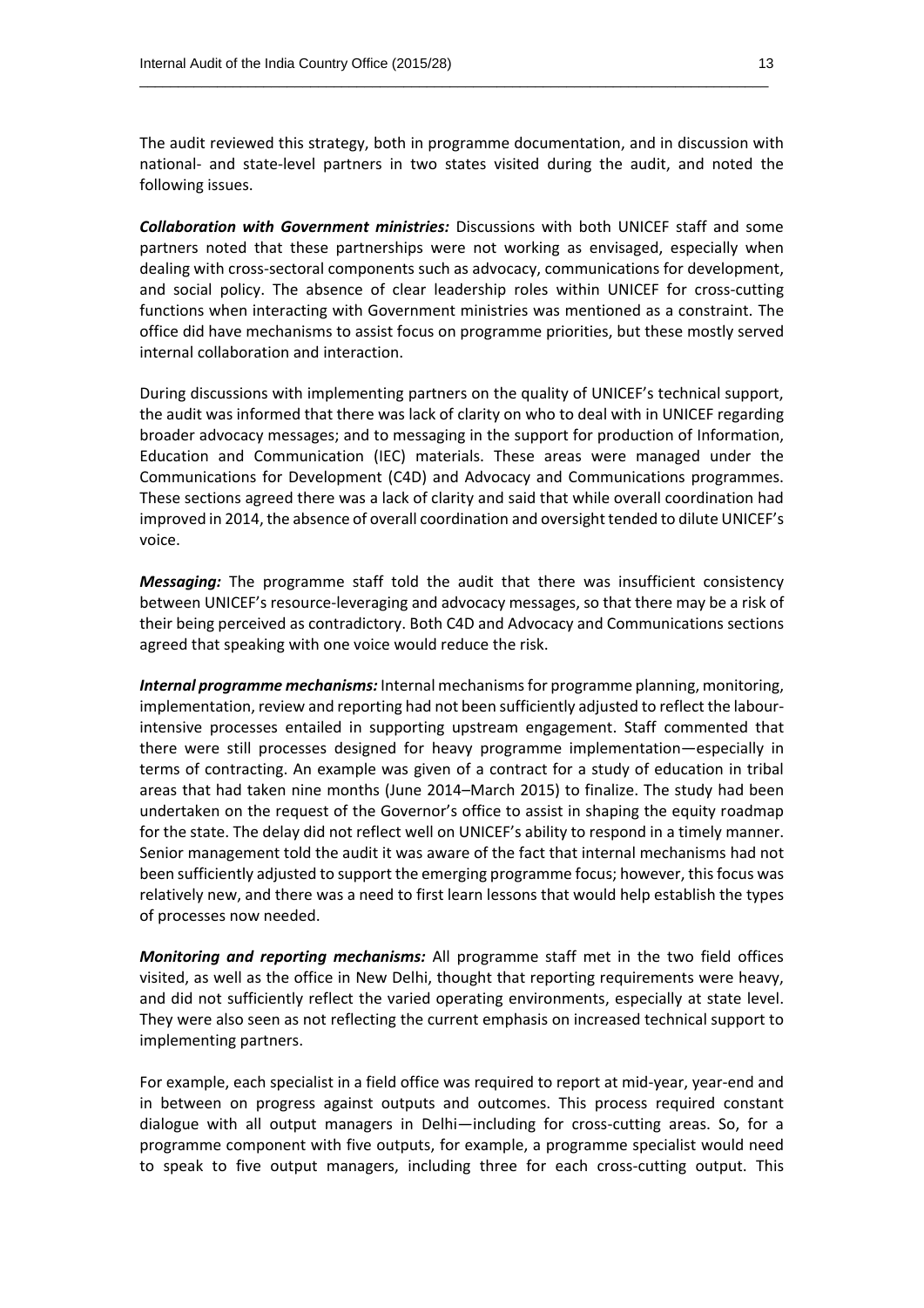The audit reviewed this strategy, both in programme documentation, and in discussion with national- and state-level partners in two states visited during the audit, and noted the following issues.

***Collaboration with Government ministries:*** Discussions with both UNICEF staff and some partners noted that these partnerships were not working as envisaged, especially when dealing with cross-sectoral components such as advocacy, communications for development, and social policy. The absence of clear leadership roles within UNICEF for cross-cutting functions when interacting with Government ministries was mentioned as a constraint. The office did have mechanisms to assist focus on programme priorities, but these mostly served internal collaboration and interaction.

During discussions with implementing partners on the quality of UNICEF's technical support, the audit was informed that there was lack of clarity on who to deal with in UNICEF regarding broader advocacy messages; and to messaging in the support for production of Information, Education and Communication (IEC) materials. These areas were managed under the Communications for Development (C4D) and Advocacy and Communications programmes. These sections agreed there was a lack of clarity and said that while overall coordination had improved in 2014, the absence of overall coordination and oversight tended to dilute UNICEF's voice.

***Messaging:*** The programme staff told the audit that there was insufficient consistency between UNICEF's resource-leveraging and advocacy messages, so that there may be a risk of their being perceived as contradictory. Both C4D and Advocacy and Communications sections agreed that speaking with one voice would reduce the risk.

***Internal programme mechanisms:*** Internal mechanisms for programme planning, monitoring, implementation, review and reporting had not been sufficiently adjusted to reflect the labour-intensive processes entailed in supporting upstream engagement. Staff commented that there were still processes designed for heavy programme implementation—especially in terms of contracting. An example was given of a contract for a study of education in tribal areas that had taken nine months (June 2014–March 2015) to finalize. The study had been undertaken on the request of the Governor's office to assist in shaping the equity roadmap for the state. The delay did not reflect well on UNICEF's ability to respond in a timely manner. Senior management told the audit it was aware of the fact that internal mechanisms had not been sufficiently adjusted to support the emerging programme focus; however, this focus was relatively new, and there was a need to first learn lessons that would help establish the types of processes now needed.

***Monitoring and reporting mechanisms:*** All programme staff met in the two field offices visited, as well as the office in New Delhi, thought that reporting requirements were heavy, and did not sufficiently reflect the varied operating environments, especially at state level. They were also seen as not reflecting the current emphasis on increased technical support to implementing partners.

For example, each specialist in a field office was required to report at mid-year, year-end and in between on progress against outputs and outcomes. This process required constant dialogue with all output managers in Delhi—including for cross-cutting areas. So, for a programme component with five outputs, for example, a programme specialist would need to speak to five output managers, including three for each cross-cutting output. This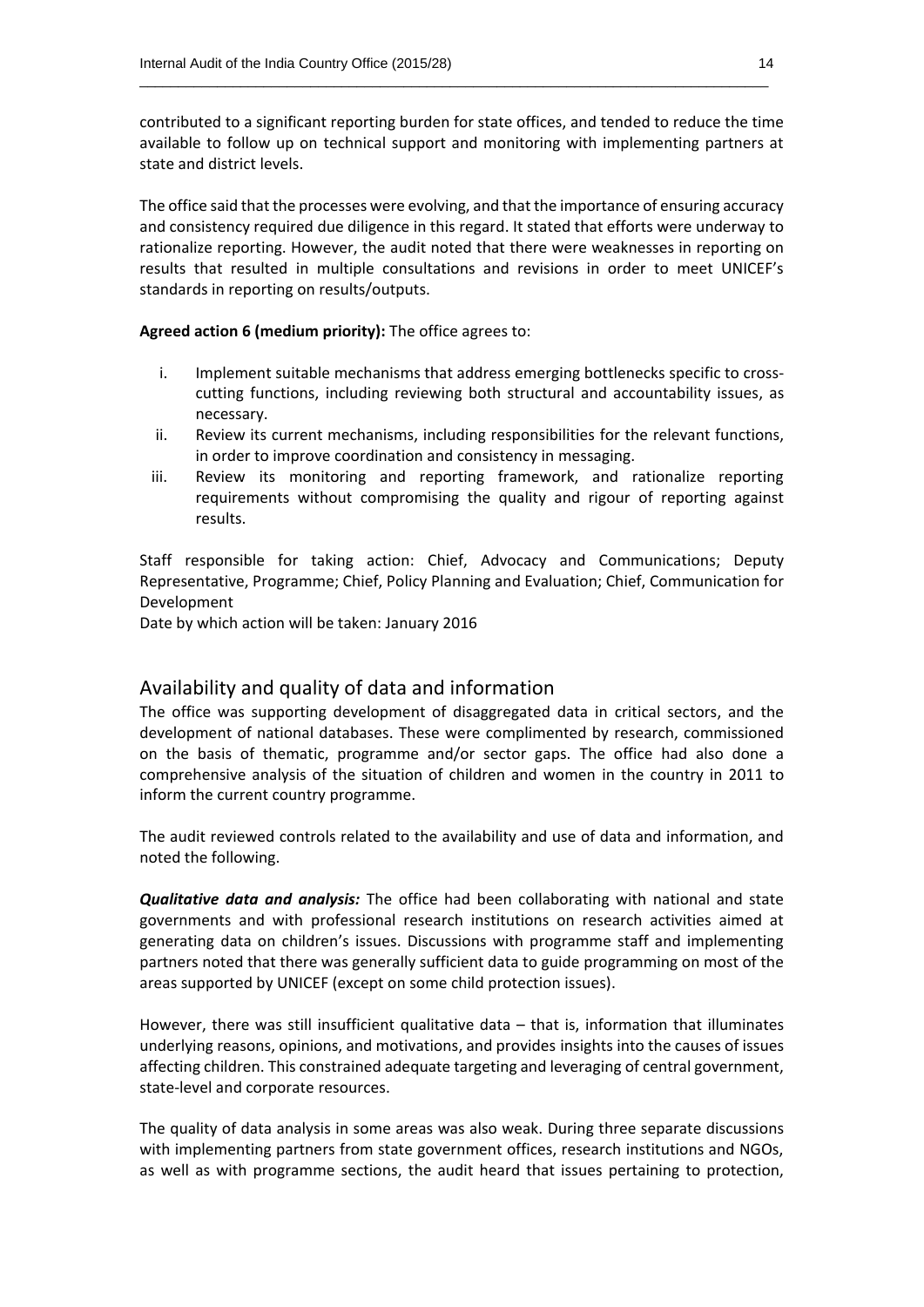contributed to a significant reporting burden for state offices, and tended to reduce the time available to follow up on technical support and monitoring with implementing partners at state and district levels.

The office said that the processes were evolving, and that the importance of ensuring accuracy and consistency required due diligence in this regard. It stated that efforts were underway to rationalize reporting. However, the audit noted that there were weaknesses in reporting on results that resulted in multiple consultations and revisions in order to meet UNICEF's standards in reporting on results/outputs.

**Agreed action 6 (medium priority):** The office agrees to:

i. Implement suitable mechanisms that address emerging bottlenecks specific to cross-cutting functions, including reviewing both structural and accountability issues, as necessary.
ii. Review its current mechanisms, including responsibilities for the relevant functions, in order to improve coordination and consistency in messaging.
iii. Review its monitoring and reporting framework, and rationalize reporting requirements without compromising the quality and rigour of reporting against results.

Staff responsible for taking action: Chief, Advocacy and Communications; Deputy Representative, Programme; Chief, Policy Planning and Evaluation; Chief, Communication for Development
Date by which action will be taken: January 2016

## Availability and quality of data and information

The office was supporting development of disaggregated data in critical sectors, and the development of national databases. These were complimented by research, commissioned on the basis of thematic, programme and/or sector gaps. The office had also done a comprehensive analysis of the situation of children and women in the country in 2011 to inform the current country programme.

The audit reviewed controls related to the availability and use of data and information, and noted the following.

***Qualitative data and analysis:*** The office had been collaborating with national and state governments and with professional research institutions on research activities aimed at generating data on children's issues. Discussions with programme staff and implementing partners noted that there was generally sufficient data to guide programming on most of the areas supported by UNICEF (except on some child protection issues).

However, there was still insufficient qualitative data – that is, information that illuminates underlying reasons, opinions, and motivations, and provides insights into the causes of issues affecting children. This constrained adequate targeting and leveraging of central government, state-level and corporate resources.

The quality of data analysis in some areas was also weak. During three separate discussions with implementing partners from state government offices, research institutions and NGOs, as well as with programme sections, the audit heard that issues pertaining to protection,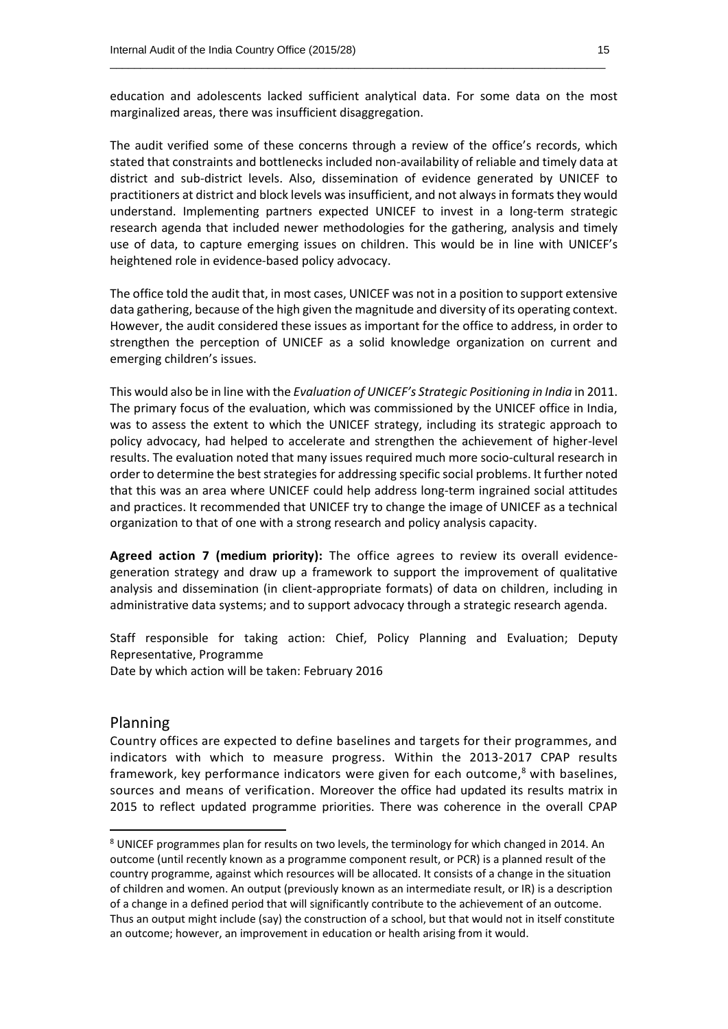education and adolescents lacked sufficient analytical data. For some data on the most marginalized areas, there was insufficient disaggregation.

The audit verified some of these concerns through a review of the office's records, which stated that constraints and bottlenecks included non-availability of reliable and timely data at district and sub-district levels. Also, dissemination of evidence generated by UNICEF to practitioners at district and block levels was insufficient, and not always in formats they would understand. Implementing partners expected UNICEF to invest in a long-term strategic research agenda that included newer methodologies for the gathering, analysis and timely use of data, to capture emerging issues on children. This would be in line with UNICEF's heightened role in evidence-based policy advocacy.

The office told the audit that, in most cases, UNICEF was not in a position to support extensive data gathering, because of the high given the magnitude and diversity of its operating context. However, the audit considered these issues as important for the office to address, in order to strengthen the perception of UNICEF as a solid knowledge organization on current and emerging children's issues.

This would also be in line with the *Evaluation of UNICEF's Strategic Positioning in India* in 2011. The primary focus of the evaluation, which was commissioned by the UNICEF office in India, was to assess the extent to which the UNICEF strategy, including its strategic approach to policy advocacy, had helped to accelerate and strengthen the achievement of higher-level results. The evaluation noted that many issues required much more socio-cultural research in order to determine the best strategies for addressing specific social problems. It further noted that this was an area where UNICEF could help address long-term ingrained social attitudes and practices. It recommended that UNICEF try to change the image of UNICEF as a technical organization to that of one with a strong research and policy analysis capacity.

**Agreed action 7 (medium priority):** The office agrees to review its overall evidence-generation strategy and draw up a framework to support the improvement of qualitative analysis and dissemination (in client-appropriate formats) of data on children, including in administrative data systems; and to support advocacy through a strategic research agenda.

Staff responsible for taking action: Chief, Policy Planning and Evaluation; Deputy Representative, Programme
Date by which action will be taken: February 2016

## Planning

Country offices are expected to define baselines and targets for their programmes, and indicators with which to measure progress. Within the 2013-2017 CPAP results framework, key performance indicators were given for each outcome,[8] with baselines, sources and means of verification. Moreover the office had updated its results matrix in 2015 to reflect updated programme priorities. There was coherence in the overall CPAP

[8] UNICEF programmes plan for results on two levels, the terminology for which changed in 2014. An outcome (until recently known as a programme component result, or PCR) is a planned result of the country programme, against which resources will be allocated. It consists of a change in the situation of children and women. An output (previously known as an intermediate result, or IR) is a description of a change in a defined period that will significantly contribute to the achievement of an outcome. Thus an output might include (say) the construction of a school, but that would not in itself constitute an outcome; however, an improvement in education or health arising from it would.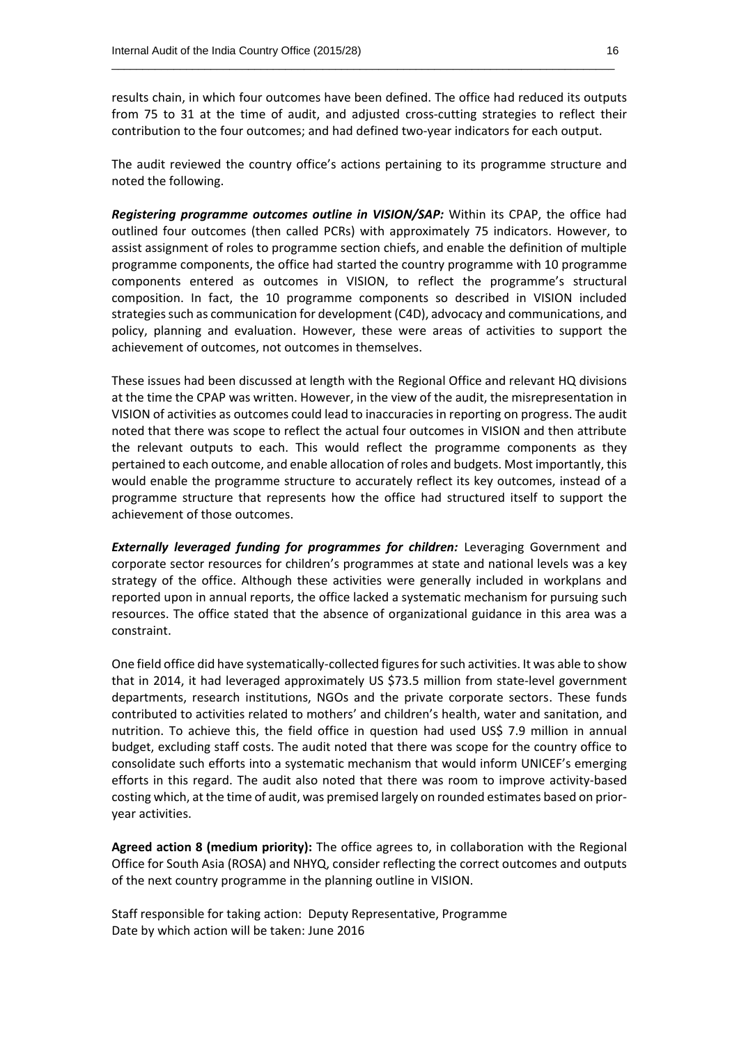results chain, in which four outcomes have been defined. The office had reduced its outputs from 75 to 31 at the time of audit, and adjusted cross-cutting strategies to reflect their contribution to the four outcomes; and had defined two-year indicators for each output.

The audit reviewed the country office's actions pertaining to its programme structure and noted the following.

***Registering programme outcomes outline in VISION/SAP:*** Within its CPAP, the office had outlined four outcomes (then called PCRs) with approximately 75 indicators. However, to assist assignment of roles to programme section chiefs, and enable the definition of multiple programme components, the office had started the country programme with 10 programme components entered as outcomes in VISION, to reflect the programme's structural composition. In fact, the 10 programme components so described in VISION included strategies such as communication for development (C4D), advocacy and communications, and policy, planning and evaluation. However, these were areas of activities to support the achievement of outcomes, not outcomes in themselves.

These issues had been discussed at length with the Regional Office and relevant HQ divisions at the time the CPAP was written. However, in the view of the audit, the misrepresentation in VISION of activities as outcomes could lead to inaccuracies in reporting on progress. The audit noted that there was scope to reflect the actual four outcomes in VISION and then attribute the relevant outputs to each. This would reflect the programme components as they pertained to each outcome, and enable allocation of roles and budgets. Most importantly, this would enable the programme structure to accurately reflect its key outcomes, instead of a programme structure that represents how the office had structured itself to support the achievement of those outcomes.

***Externally leveraged funding for programmes for children:*** Leveraging Government and corporate sector resources for children's programmes at state and national levels was a key strategy of the office. Although these activities were generally included in workplans and reported upon in annual reports, the office lacked a systematic mechanism for pursuing such resources. The office stated that the absence of organizational guidance in this area was a constraint.

One field office did have systematically-collected figures for such activities. It was able to show that in 2014, it had leveraged approximately US $73.5 million from state-level government departments, research institutions, NGOs and the private corporate sectors. These funds contributed to activities related to mothers' and children's health, water and sanitation, and nutrition. To achieve this, the field office in question had used US$ 7.9 million in annual budget, excluding staff costs. The audit noted that there was scope for the country office to consolidate such efforts into a systematic mechanism that would inform UNICEF's emerging efforts in this regard. The audit also noted that there was room to improve activity-based costing which, at the time of audit, was premised largely on rounded estimates based on prior-year activities.

**Agreed action 8 (medium priority):** The office agrees to, in collaboration with the Regional Office for South Asia (ROSA) and NHYQ, consider reflecting the correct outcomes and outputs of the next country programme in the planning outline in VISION.

Staff responsible for taking action: Deputy Representative, Programme
Date by which action will be taken: June 2016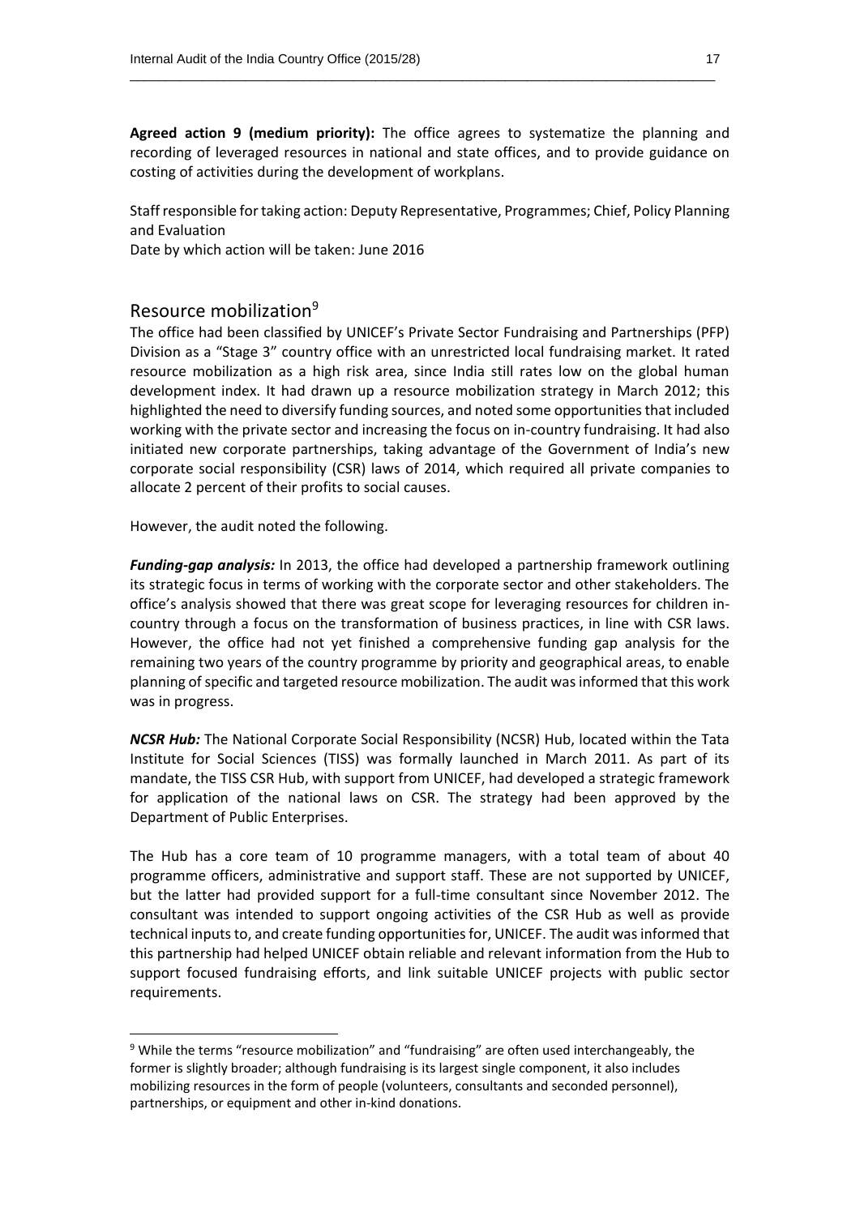**Agreed action 9 (medium priority):** The office agrees to systematize the planning and recording of leveraged resources in national and state offices, and to provide guidance on costing of activities during the development of workplans.

Staff responsible for taking action: Deputy Representative, Programmes; Chief, Policy Planning and Evaluation
Date by which action will be taken: June 2016

## Resource mobilization[9]

The office had been classified by UNICEF's Private Sector Fundraising and Partnerships (PFP) Division as a "Stage 3" country office with an unrestricted local fundraising market. It rated resource mobilization as a high risk area, since India still rates low on the global human development index. It had drawn up a resource mobilization strategy in March 2012; this highlighted the need to diversify funding sources, and noted some opportunities that included working with the private sector and increasing the focus on in-country fundraising. It had also initiated new corporate partnerships, taking advantage of the Government of India's new corporate social responsibility (CSR) laws of 2014, which required all private companies to allocate 2 percent of their profits to social causes.

However, the audit noted the following.

***Funding-gap analysis:*** In 2013, the office had developed a partnership framework outlining its strategic focus in terms of working with the corporate sector and other stakeholders. The office's analysis showed that there was great scope for leveraging resources for children in-country through a focus on the transformation of business practices, in line with CSR laws. However, the office had not yet finished a comprehensive funding gap analysis for the remaining two years of the country programme by priority and geographical areas, to enable planning of specific and targeted resource mobilization. The audit was informed that this work was in progress.

***NCSR Hub:*** The National Corporate Social Responsibility (NCSR) Hub, located within the Tata Institute for Social Sciences (TISS) was formally launched in March 2011. As part of its mandate, the TISS CSR Hub, with support from UNICEF, had developed a strategic framework for application of the national laws on CSR. The strategy had been approved by the Department of Public Enterprises.

The Hub has a core team of 10 programme managers, with a total team of about 40 programme officers, administrative and support staff. These are not supported by UNICEF, but the latter had provided support for a full-time consultant since November 2012. The consultant was intended to support ongoing activities of the CSR Hub as well as provide technical inputs to, and create funding opportunities for, UNICEF. The audit was informed that this partnership had helped UNICEF obtain reliable and relevant information from the Hub to support focused fundraising efforts, and link suitable UNICEF projects with public sector requirements.

---

[9] While the terms "resource mobilization" and "fundraising" are often used interchangeably, the former is slightly broader; although fundraising is its largest single component, it also includes mobilizing resources in the form of people (volunteers, consultants and seconded personnel), partnerships, or equipment and other in-kind donations.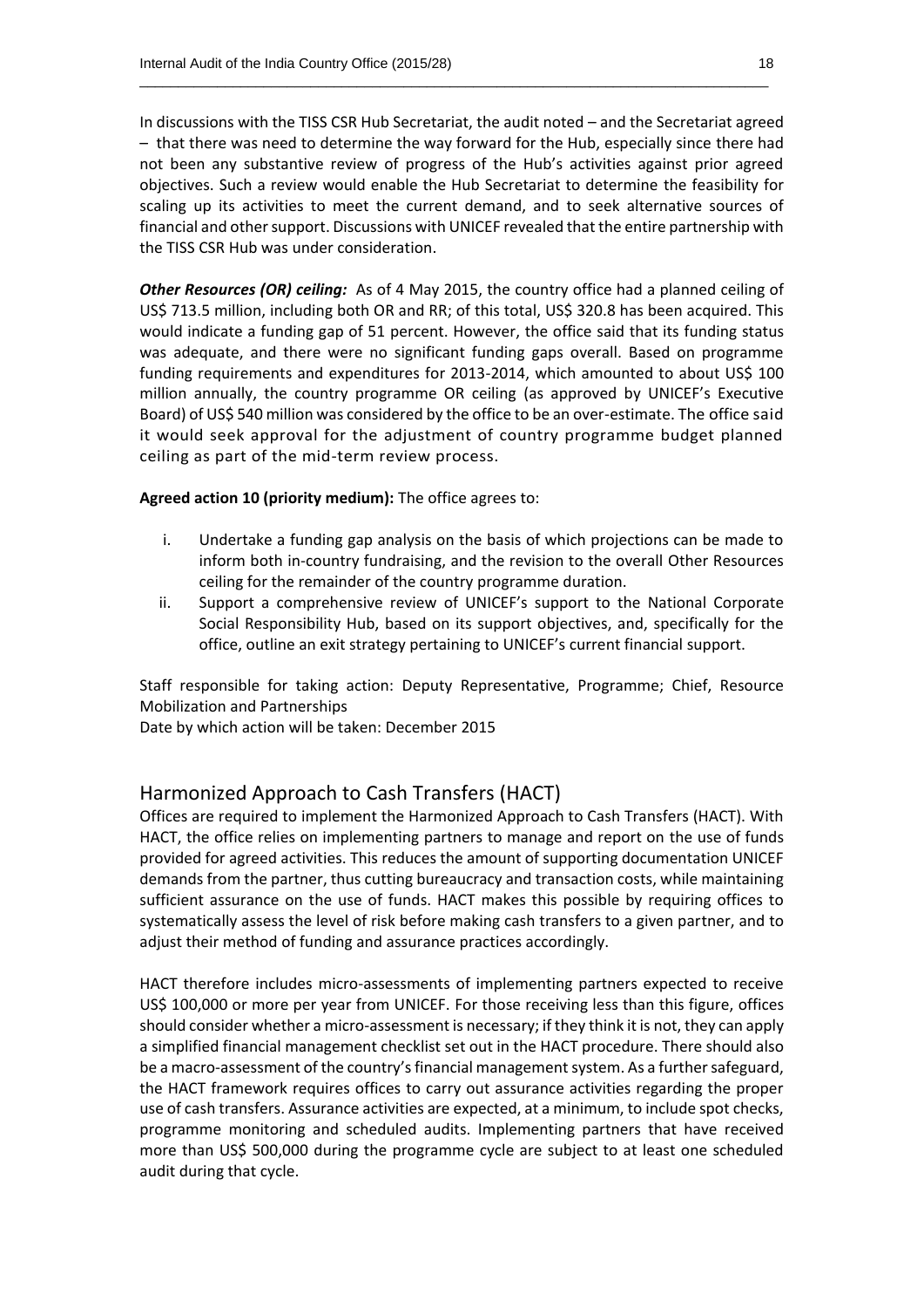In discussions with the TISS CSR Hub Secretariat, the audit noted – and the Secretariat agreed – that there was need to determine the way forward for the Hub, especially since there had not been any substantive review of progress of the Hub's activities against prior agreed objectives. Such a review would enable the Hub Secretariat to determine the feasibility for scaling up its activities to meet the current demand, and to seek alternative sources of financial and other support. Discussions with UNICEF revealed that the entire partnership with the TISS CSR Hub was under consideration.

***Other Resources (OR) ceiling:*** As of 4 May 2015, the country office had a planned ceiling of US$ 713.5 million, including both OR and RR; of this total, US$ 320.8 has been acquired. This would indicate a funding gap of 51 percent. However, the office said that its funding status was adequate, and there were no significant funding gaps overall. Based on programme funding requirements and expenditures for 2013-2014, which amounted to about US$ 100 million annually, the country programme OR ceiling (as approved by UNICEF's Executive Board) of US$ 540 million was considered by the office to be an over-estimate. The office said it would seek approval for the adjustment of country programme budget planned ceiling as part of the mid-term review process.

**Agreed action 10 (priority medium):** The office agrees to:

i. Undertake a funding gap analysis on the basis of which projections can be made to inform both in-country fundraising, and the revision to the overall Other Resources ceiling for the remainder of the country programme duration.
ii. Support a comprehensive review of UNICEF's support to the National Corporate Social Responsibility Hub, based on its support objectives, and, specifically for the office, outline an exit strategy pertaining to UNICEF's current financial support.

Staff responsible for taking action: Deputy Representative, Programme; Chief, Resource Mobilization and Partnerships
Date by which action will be taken: December 2015

## Harmonized Approach to Cash Transfers (HACT)

Offices are required to implement the Harmonized Approach to Cash Transfers (HACT). With HACT, the office relies on implementing partners to manage and report on the use of funds provided for agreed activities. This reduces the amount of supporting documentation UNICEF demands from the partner, thus cutting bureaucracy and transaction costs, while maintaining sufficient assurance on the use of funds. HACT makes this possible by requiring offices to systematically assess the level of risk before making cash transfers to a given partner, and to adjust their method of funding and assurance practices accordingly.

HACT therefore includes micro-assessments of implementing partners expected to receive US$ 100,000 or more per year from UNICEF. For those receiving less than this figure, offices should consider whether a micro-assessment is necessary; if they think it is not, they can apply a simplified financial management checklist set out in the HACT procedure. There should also be a macro-assessment of the country's financial management system. As a further safeguard, the HACT framework requires offices to carry out assurance activities regarding the proper use of cash transfers. Assurance activities are expected, at a minimum, to include spot checks, programme monitoring and scheduled audits. Implementing partners that have received more than US$ 500,000 during the programme cycle are subject to at least one scheduled audit during that cycle.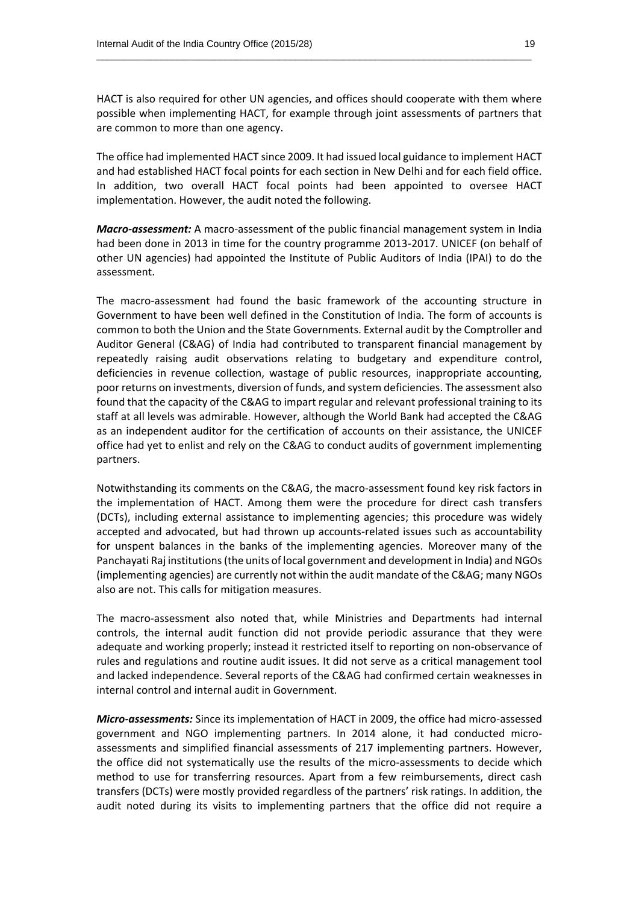HACT is also required for other UN agencies, and offices should cooperate with them where possible when implementing HACT, for example through joint assessments of partners that are common to more than one agency.

The office had implemented HACT since 2009. It had issued local guidance to implement HACT and had established HACT focal points for each section in New Delhi and for each field office. In addition, two overall HACT focal points had been appointed to oversee HACT implementation. However, the audit noted the following.

***Macro-assessment:*** A macro-assessment of the public financial management system in India had been done in 2013 in time for the country programme 2013-2017. UNICEF (on behalf of other UN agencies) had appointed the Institute of Public Auditors of India (IPAI) to do the assessment.

The macro-assessment had found the basic framework of the accounting structure in Government to have been well defined in the Constitution of India. The form of accounts is common to both the Union and the State Governments. External audit by the Comptroller and Auditor General (C&AG) of India had contributed to transparent financial management by repeatedly raising audit observations relating to budgetary and expenditure control, deficiencies in revenue collection, wastage of public resources, inappropriate accounting, poor returns on investments, diversion of funds, and system deficiencies. The assessment also found that the capacity of the C&AG to impart regular and relevant professional training to its staff at all levels was admirable. However, although the World Bank had accepted the C&AG as an independent auditor for the certification of accounts on their assistance, the UNICEF office had yet to enlist and rely on the C&AG to conduct audits of government implementing partners.

Notwithstanding its comments on the C&AG, the macro-assessment found key risk factors in the implementation of HACT. Among them were the procedure for direct cash transfers (DCTs), including external assistance to implementing agencies; this procedure was widely accepted and advocated, but had thrown up accounts-related issues such as accountability for unspent balances in the banks of the implementing agencies. Moreover many of the Panchayati Raj institutions (the units of local government and development in India) and NGOs (implementing agencies) are currently not within the audit mandate of the C&AG; many NGOs also are not. This calls for mitigation measures.

The macro-assessment also noted that, while Ministries and Departments had internal controls, the internal audit function did not provide periodic assurance that they were adequate and working properly; instead it restricted itself to reporting on non-observance of rules and regulations and routine audit issues. It did not serve as a critical management tool and lacked independence. Several reports of the C&AG had confirmed certain weaknesses in internal control and internal audit in Government.

***Micro-assessments:*** Since its implementation of HACT in 2009, the office had micro-assessed government and NGO implementing partners. In 2014 alone, it had conducted micro-assessments and simplified financial assessments of 217 implementing partners. However, the office did not systematically use the results of the micro-assessments to decide which method to use for transferring resources. Apart from a few reimbursements, direct cash transfers (DCTs) were mostly provided regardless of the partners' risk ratings. In addition, the audit noted during its visits to implementing partners that the office did not require a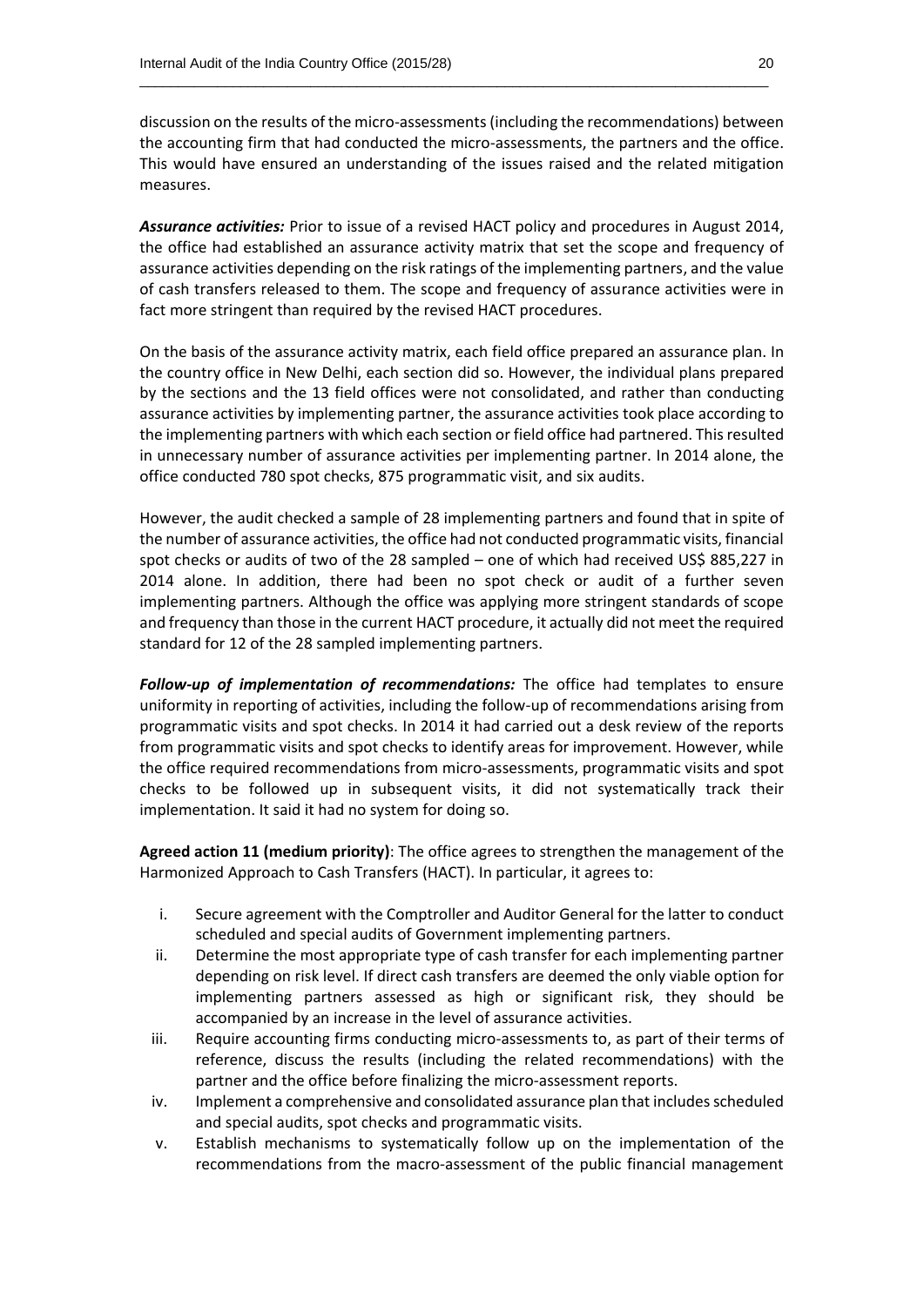discussion on the results of the micro-assessments (including the recommendations) between the accounting firm that had conducted the micro-assessments, the partners and the office. This would have ensured an understanding of the issues raised and the related mitigation measures.

***Assurance activities:*** Prior to issue of a revised HACT policy and procedures in August 2014, the office had established an assurance activity matrix that set the scope and frequency of assurance activities depending on the risk ratings of the implementing partners, and the value of cash transfers released to them. The scope and frequency of assurance activities were in fact more stringent than required by the revised HACT procedures.

On the basis of the assurance activity matrix, each field office prepared an assurance plan. In the country office in New Delhi, each section did so. However, the individual plans prepared by the sections and the 13 field offices were not consolidated, and rather than conducting assurance activities by implementing partner, the assurance activities took place according to the implementing partners with which each section or field office had partnered. This resulted in unnecessary number of assurance activities per implementing partner. In 2014 alone, the office conducted 780 spot checks, 875 programmatic visit, and six audits.

However, the audit checked a sample of 28 implementing partners and found that in spite of the number of assurance activities, the office had not conducted programmatic visits, financial spot checks or audits of two of the 28 sampled – one of which had received US$ 885,227 in 2014 alone. In addition, there had been no spot check or audit of a further seven implementing partners. Although the office was applying more stringent standards of scope and frequency than those in the current HACT procedure, it actually did not meet the required standard for 12 of the 28 sampled implementing partners.

***Follow-up of implementation of recommendations:*** The office had templates to ensure uniformity in reporting of activities, including the follow-up of recommendations arising from programmatic visits and spot checks. In 2014 it had carried out a desk review of the reports from programmatic visits and spot checks to identify areas for improvement. However, while the office required recommendations from micro-assessments, programmatic visits and spot checks to be followed up in subsequent visits, it did not systematically track their implementation. It said it had no system for doing so.

**Agreed action 11 (medium priority)**: The office agrees to strengthen the management of the Harmonized Approach to Cash Transfers (HACT). In particular, it agrees to:

i. Secure agreement with the Comptroller and Auditor General for the latter to conduct scheduled and special audits of Government implementing partners.
ii. Determine the most appropriate type of cash transfer for each implementing partner depending on risk level. If direct cash transfers are deemed the only viable option for implementing partners assessed as high or significant risk, they should be accompanied by an increase in the level of assurance activities.
iii. Require accounting firms conducting micro-assessments to, as part of their terms of reference, discuss the results (including the related recommendations) with the partner and the office before finalizing the micro-assessment reports.
iv. Implement a comprehensive and consolidated assurance plan that includes scheduled and special audits, spot checks and programmatic visits.
v. Establish mechanisms to systematically follow up on the implementation of the recommendations from the macro-assessment of the public financial management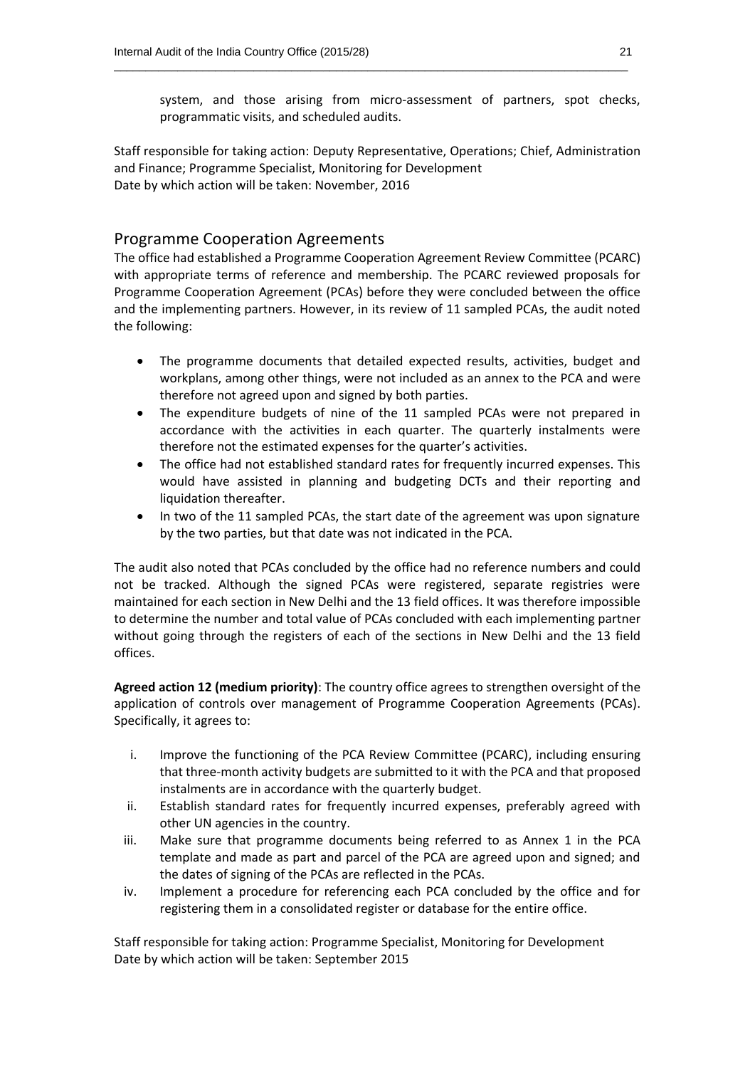system, and those arising from micro-assessment of partners, spot checks, programmatic visits, and scheduled audits.

Staff responsible for taking action: Deputy Representative, Operations; Chief, Administration and Finance; Programme Specialist, Monitoring for Development
Date by which action will be taken: November, 2016

## Programme Cooperation Agreements

The office had established a Programme Cooperation Agreement Review Committee (PCARC) with appropriate terms of reference and membership. The PCARC reviewed proposals for Programme Cooperation Agreement (PCAs) before they were concluded between the office and the implementing partners. However, in its review of 11 sampled PCAs, the audit noted the following:

- The programme documents that detailed expected results, activities, budget and workplans, among other things, were not included as an annex to the PCA and were therefore not agreed upon and signed by both parties.
- The expenditure budgets of nine of the 11 sampled PCAs were not prepared in accordance with the activities in each quarter. The quarterly instalments were therefore not the estimated expenses for the quarter's activities.
- The office had not established standard rates for frequently incurred expenses. This would have assisted in planning and budgeting DCTs and their reporting and liquidation thereafter.
- In two of the 11 sampled PCAs, the start date of the agreement was upon signature by the two parties, but that date was not indicated in the PCA.

The audit also noted that PCAs concluded by the office had no reference numbers and could not be tracked. Although the signed PCAs were registered, separate registries were maintained for each section in New Delhi and the 13 field offices. It was therefore impossible to determine the number and total value of PCAs concluded with each implementing partner without going through the registers of each of the sections in New Delhi and the 13 field offices.

**Agreed action 12 (medium priority)**: The country office agrees to strengthen oversight of the application of controls over management of Programme Cooperation Agreements (PCAs). Specifically, it agrees to:

i. Improve the functioning of the PCA Review Committee (PCARC), including ensuring that three-month activity budgets are submitted to it with the PCA and that proposed instalments are in accordance with the quarterly budget.
ii. Establish standard rates for frequently incurred expenses, preferably agreed with other UN agencies in the country.
iii. Make sure that programme documents being referred to as Annex 1 in the PCA template and made as part and parcel of the PCA are agreed upon and signed; and the dates of signing of the PCAs are reflected in the PCAs.
iv. Implement a procedure for referencing each PCA concluded by the office and for registering them in a consolidated register or database for the entire office.

Staff responsible for taking action: Programme Specialist, Monitoring for Development
Date by which action will be taken: September 2015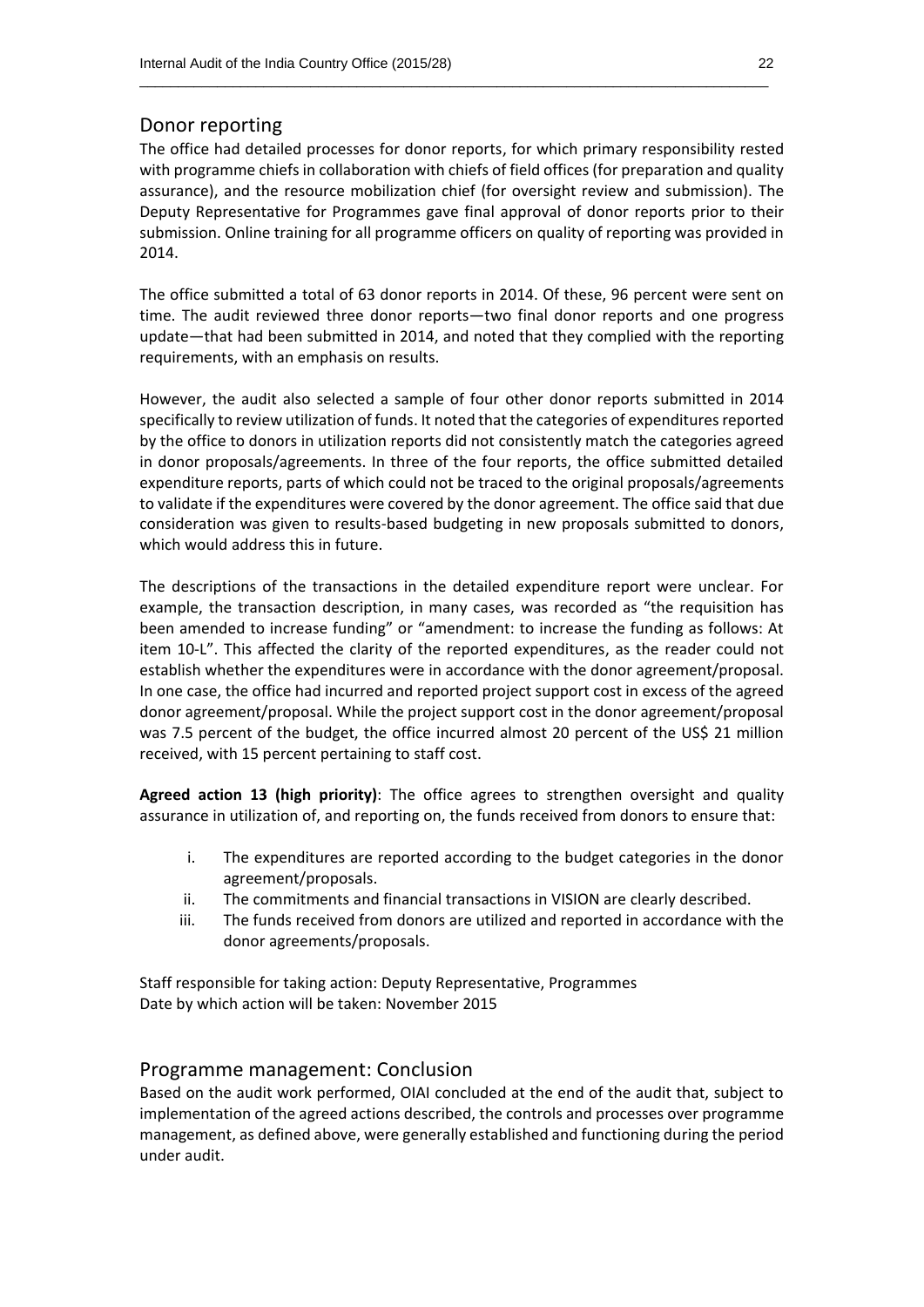## Donor reporting

The office had detailed processes for donor reports, for which primary responsibility rested with programme chiefs in collaboration with chiefs of field offices (for preparation and quality assurance), and the resource mobilization chief (for oversight review and submission). The Deputy Representative for Programmes gave final approval of donor reports prior to their submission. Online training for all programme officers on quality of reporting was provided in 2014.

The office submitted a total of 63 donor reports in 2014. Of these, 96 percent were sent on time. The audit reviewed three donor reports—two final donor reports and one progress update—that had been submitted in 2014, and noted that they complied with the reporting requirements, with an emphasis on results.

However, the audit also selected a sample of four other donor reports submitted in 2014 specifically to review utilization of funds. It noted that the categories of expenditures reported by the office to donors in utilization reports did not consistently match the categories agreed in donor proposals/agreements. In three of the four reports, the office submitted detailed expenditure reports, parts of which could not be traced to the original proposals/agreements to validate if the expenditures were covered by the donor agreement. The office said that due consideration was given to results-based budgeting in new proposals submitted to donors, which would address this in future.

The descriptions of the transactions in the detailed expenditure report were unclear. For example, the transaction description, in many cases, was recorded as "the requisition has been amended to increase funding" or "amendment: to increase the funding as follows: At item 10-L". This affected the clarity of the reported expenditures, as the reader could not establish whether the expenditures were in accordance with the donor agreement/proposal. In one case, the office had incurred and reported project support cost in excess of the agreed donor agreement/proposal. While the project support cost in the donor agreement/proposal was 7.5 percent of the budget, the office incurred almost 20 percent of the US$ 21 million received, with 15 percent pertaining to staff cost.

**Agreed action 13 (high priority)**: The office agrees to strengthen oversight and quality assurance in utilization of, and reporting on, the funds received from donors to ensure that:

i. The expenditures are reported according to the budget categories in the donor agreement/proposals.
ii. The commitments and financial transactions in VISION are clearly described.
iii. The funds received from donors are utilized and reported in accordance with the donor agreements/proposals.

Staff responsible for taking action: Deputy Representative, Programmes
Date by which action will be taken: November 2015

## Programme management: Conclusion

Based on the audit work performed, OIAI concluded at the end of the audit that, subject to implementation of the agreed actions described, the controls and processes over programme management, as defined above, were generally established and functioning during the period under audit.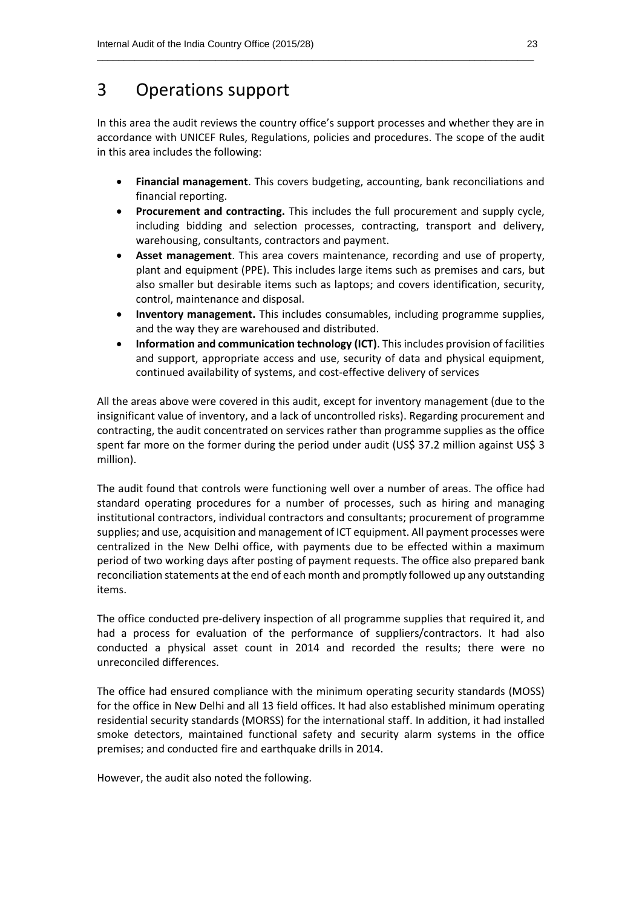# 3 Operations support

In this area the audit reviews the country office's support processes and whether they are in accordance with UNICEF Rules, Regulations, policies and procedures. The scope of the audit in this area includes the following:

- **Financial management**. This covers budgeting, accounting, bank reconciliations and financial reporting.
- **Procurement and contracting.** This includes the full procurement and supply cycle, including bidding and selection processes, contracting, transport and delivery, warehousing, consultants, contractors and payment.
- **Asset management**. This area covers maintenance, recording and use of property, plant and equipment (PPE). This includes large items such as premises and cars, but also smaller but desirable items such as laptops; and covers identification, security, control, maintenance and disposal.
- **Inventory management.** This includes consumables, including programme supplies, and the way they are warehoused and distributed.
- **Information and communication technology (ICT)**. This includes provision of facilities and support, appropriate access and use, security of data and physical equipment, continued availability of systems, and cost-effective delivery of services

All the areas above were covered in this audit, except for inventory management (due to the insignificant value of inventory, and a lack of uncontrolled risks). Regarding procurement and contracting, the audit concentrated on services rather than programme supplies as the office spent far more on the former during the period under audit (US$ 37.2 million against US$ 3 million).

The audit found that controls were functioning well over a number of areas. The office had standard operating procedures for a number of processes, such as hiring and managing institutional contractors, individual contractors and consultants; procurement of programme supplies; and use, acquisition and management of ICT equipment. All payment processes were centralized in the New Delhi office, with payments due to be effected within a maximum period of two working days after posting of payment requests. The office also prepared bank reconciliation statements at the end of each month and promptly followed up any outstanding items.

The office conducted pre-delivery inspection of all programme supplies that required it, and had a process for evaluation of the performance of suppliers/contractors. It had also conducted a physical asset count in 2014 and recorded the results; there were no unreconciled differences.

The office had ensured compliance with the minimum operating security standards (MOSS) for the office in New Delhi and all 13 field offices. It had also established minimum operating residential security standards (MORSS) for the international staff. In addition, it had installed smoke detectors, maintained functional safety and security alarm systems in the office premises; and conducted fire and earthquake drills in 2014.

However, the audit also noted the following.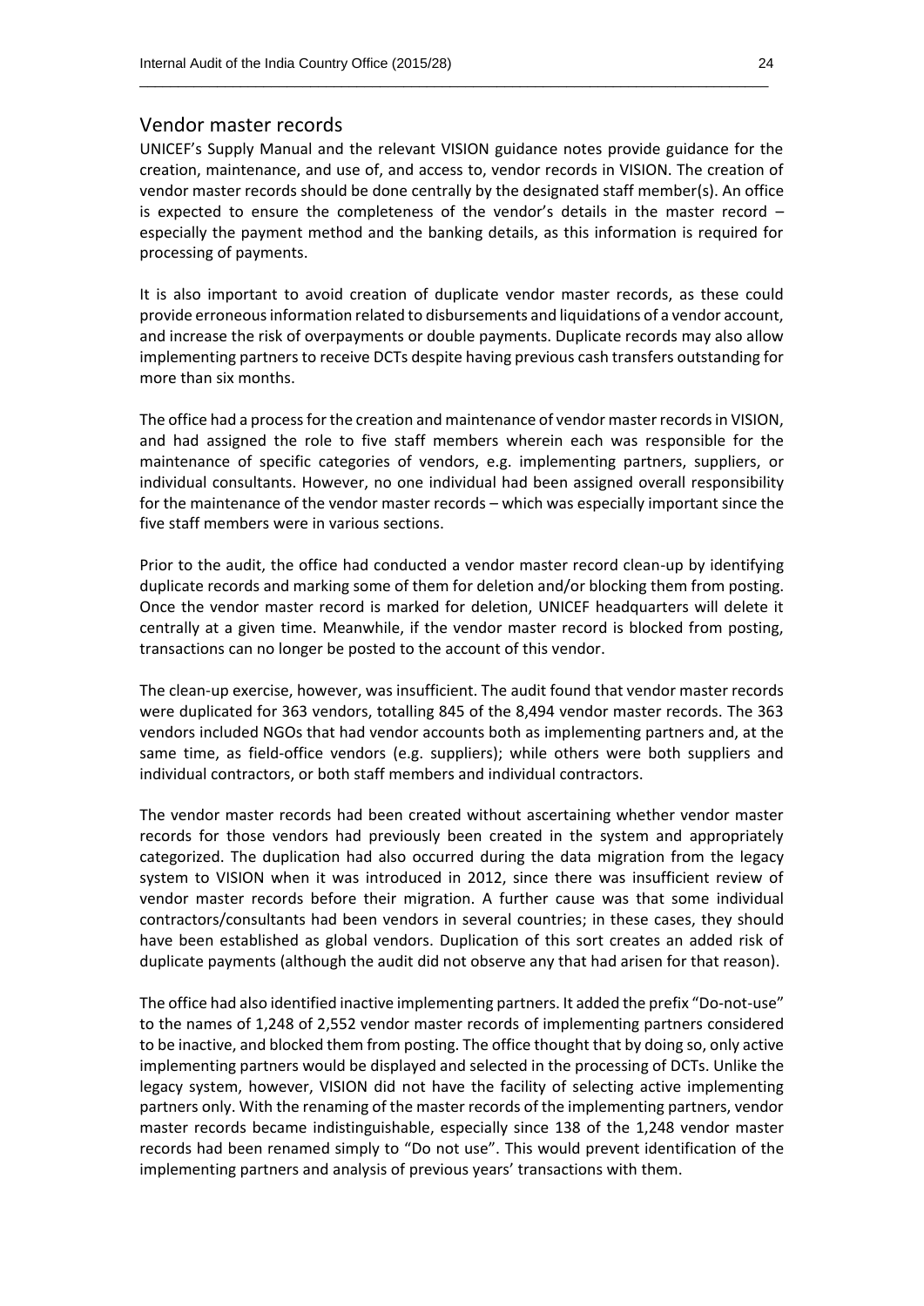## Vendor master records

UNICEF's Supply Manual and the relevant VISION guidance notes provide guidance for the creation, maintenance, and use of, and access to, vendor records in VISION. The creation of vendor master records should be done centrally by the designated staff member(s). An office is expected to ensure the completeness of the vendor's details in the master record – especially the payment method and the banking details, as this information is required for processing of payments.

It is also important to avoid creation of duplicate vendor master records, as these could provide erroneous information related to disbursements and liquidations of a vendor account, and increase the risk of overpayments or double payments. Duplicate records may also allow implementing partners to receive DCTs despite having previous cash transfers outstanding for more than six months.

The office had a process for the creation and maintenance of vendor master records in VISION, and had assigned the role to five staff members wherein each was responsible for the maintenance of specific categories of vendors, e.g. implementing partners, suppliers, or individual consultants. However, no one individual had been assigned overall responsibility for the maintenance of the vendor master records – which was especially important since the five staff members were in various sections.

Prior to the audit, the office had conducted a vendor master record clean-up by identifying duplicate records and marking some of them for deletion and/or blocking them from posting. Once the vendor master record is marked for deletion, UNICEF headquarters will delete it centrally at a given time. Meanwhile, if the vendor master record is blocked from posting, transactions can no longer be posted to the account of this vendor.

The clean-up exercise, however, was insufficient. The audit found that vendor master records were duplicated for 363 vendors, totalling 845 of the 8,494 vendor master records. The 363 vendors included NGOs that had vendor accounts both as implementing partners and, at the same time, as field-office vendors (e.g. suppliers); while others were both suppliers and individual contractors, or both staff members and individual contractors.

The vendor master records had been created without ascertaining whether vendor master records for those vendors had previously been created in the system and appropriately categorized. The duplication had also occurred during the data migration from the legacy system to VISION when it was introduced in 2012, since there was insufficient review of vendor master records before their migration. A further cause was that some individual contractors/consultants had been vendors in several countries; in these cases, they should have been established as global vendors. Duplication of this sort creates an added risk of duplicate payments (although the audit did not observe any that had arisen for that reason).

The office had also identified inactive implementing partners. It added the prefix "Do-not-use" to the names of 1,248 of 2,552 vendor master records of implementing partners considered to be inactive, and blocked them from posting. The office thought that by doing so, only active implementing partners would be displayed and selected in the processing of DCTs. Unlike the legacy system, however, VISION did not have the facility of selecting active implementing partners only. With the renaming of the master records of the implementing partners, vendor master records became indistinguishable, especially since 138 of the 1,248 vendor master records had been renamed simply to "Do not use". This would prevent identification of the implementing partners and analysis of previous years' transactions with them.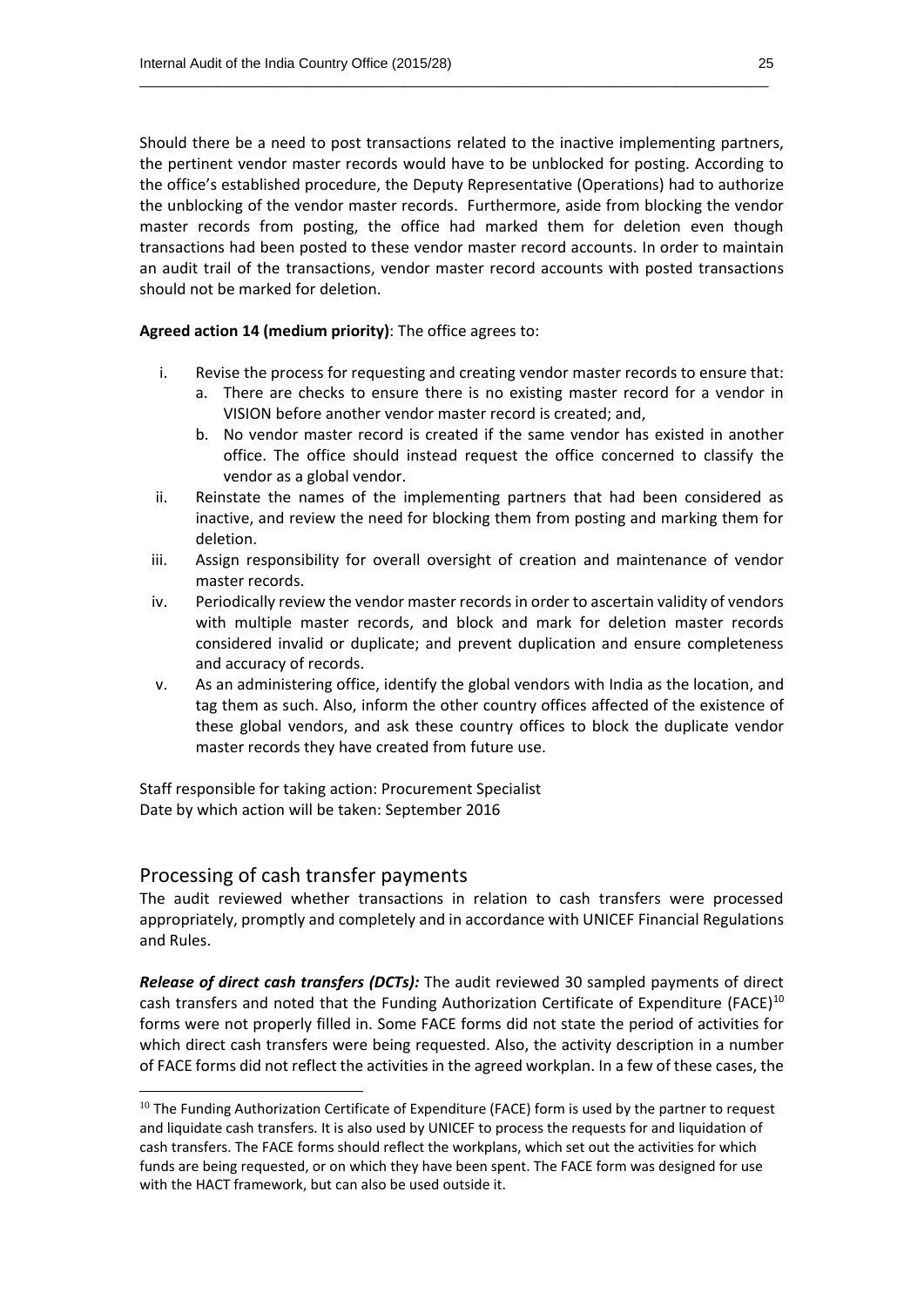Should there be a need to post transactions related to the inactive implementing partners, the pertinent vendor master records would have to be unblocked for posting. According to the office's established procedure, the Deputy Representative (Operations) had to authorize the unblocking of the vendor master records. Furthermore, aside from blocking the vendor master records from posting, the office had marked them for deletion even though transactions had been posted to these vendor master record accounts. In order to maintain an audit trail of the transactions, vendor master record accounts with posted transactions should not be marked for deletion.

**Agreed action 14 (medium priority)**: The office agrees to:

i. Revise the process for requesting and creating vendor master records to ensure that:
   a. There are checks to ensure there is no existing master record for a vendor in VISION before another vendor master record is created; and,
   b. No vendor master record is created if the same vendor has existed in another office. The office should instead request the office concerned to classify the vendor as a global vendor.
ii. Reinstate the names of the implementing partners that had been considered as inactive, and review the need for blocking them from posting and marking them for deletion.
iii. Assign responsibility for overall oversight of creation and maintenance of vendor master records.
iv. Periodically review the vendor master records in order to ascertain validity of vendors with multiple master records, and block and mark for deletion master records considered invalid or duplicate; and prevent duplication and ensure completeness and accuracy of records.
v. As an administering office, identify the global vendors with India as the location, and tag them as such. Also, inform the other country offices affected of the existence of these global vendors, and ask these country offices to block the duplicate vendor master records they have created from future use.

Staff responsible for taking action: Procurement Specialist
Date by which action will be taken: September 2016

## Processing of cash transfer payments

The audit reviewed whether transactions in relation to cash transfers were processed appropriately, promptly and completely and in accordance with UNICEF Financial Regulations and Rules.

***Release of direct cash transfers (DCTs):*** The audit reviewed 30 sampled payments of direct cash transfers and noted that the Funding Authorization Certificate of Expenditure (FACE)[10] forms were not properly filled in. Some FACE forms did not state the period of activities for which direct cash transfers were being requested. Also, the activity description in a number of FACE forms did not reflect the activities in the agreed workplan. In a few of these cases, the

[10] The Funding Authorization Certificate of Expenditure (FACE) form is used by the partner to request and liquidate cash transfers. It is also used by UNICEF to process the requests for and liquidation of cash transfers. The FACE forms should reflect the workplans, which set out the activities for which funds are being requested, or on which they have been spent. The FACE form was designed for use with the HACT framework, but can also be used outside it.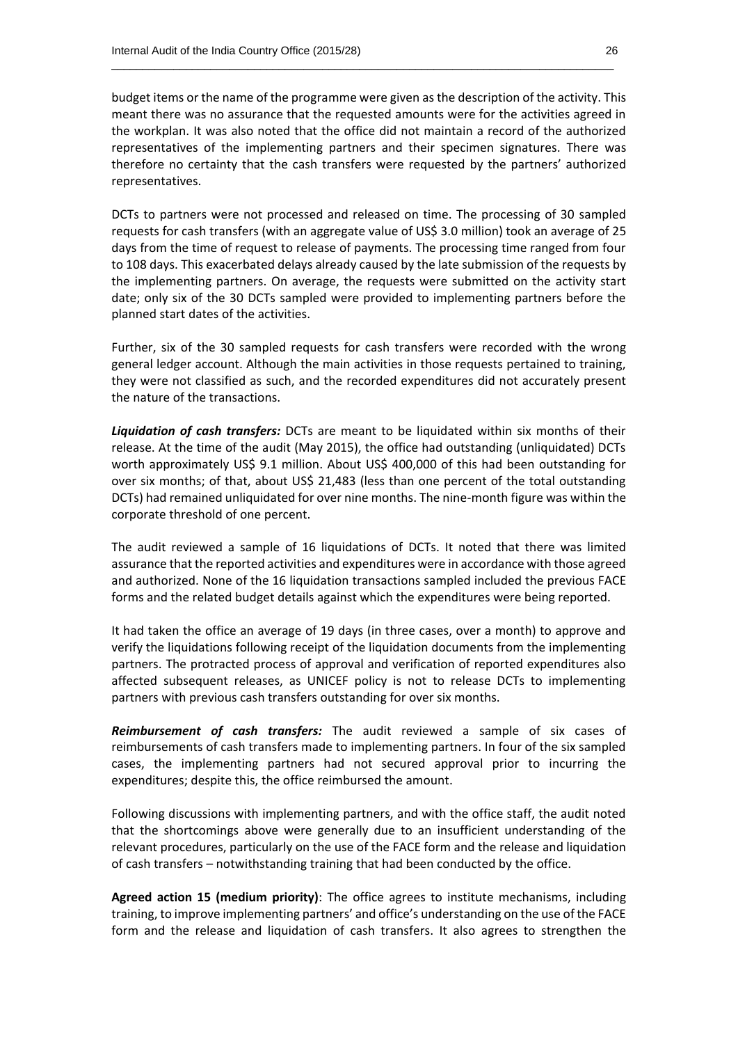budget items or the name of the programme were given as the description of the activity. This meant there was no assurance that the requested amounts were for the activities agreed in the workplan. It was also noted that the office did not maintain a record of the authorized representatives of the implementing partners and their specimen signatures. There was therefore no certainty that the cash transfers were requested by the partners' authorized representatives.

DCTs to partners were not processed and released on time. The processing of 30 sampled requests for cash transfers (with an aggregate value of US$ 3.0 million) took an average of 25 days from the time of request to release of payments. The processing time ranged from four to 108 days. This exacerbated delays already caused by the late submission of the requests by the implementing partners. On average, the requests were submitted on the activity start date; only six of the 30 DCTs sampled were provided to implementing partners before the planned start dates of the activities.

Further, six of the 30 sampled requests for cash transfers were recorded with the wrong general ledger account. Although the main activities in those requests pertained to training, they were not classified as such, and the recorded expenditures did not accurately present the nature of the transactions.

***Liquidation of cash transfers:*** DCTs are meant to be liquidated within six months of their release. At the time of the audit (May 2015), the office had outstanding (unliquidated) DCTs worth approximately US$ 9.1 million. About US$ 400,000 of this had been outstanding for over six months; of that, about US$ 21,483 (less than one percent of the total outstanding DCTs) had remained unliquidated for over nine months. The nine-month figure was within the corporate threshold of one percent.

The audit reviewed a sample of 16 liquidations of DCTs. It noted that there was limited assurance that the reported activities and expenditures were in accordance with those agreed and authorized. None of the 16 liquidation transactions sampled included the previous FACE forms and the related budget details against which the expenditures were being reported.

It had taken the office an average of 19 days (in three cases, over a month) to approve and verify the liquidations following receipt of the liquidation documents from the implementing partners. The protracted process of approval and verification of reported expenditures also affected subsequent releases, as UNICEF policy is not to release DCTs to implementing partners with previous cash transfers outstanding for over six months.

***Reimbursement of cash transfers:*** The audit reviewed a sample of six cases of reimbursements of cash transfers made to implementing partners. In four of the six sampled cases, the implementing partners had not secured approval prior to incurring the expenditures; despite this, the office reimbursed the amount.

Following discussions with implementing partners, and with the office staff, the audit noted that the shortcomings above were generally due to an insufficient understanding of the relevant procedures, particularly on the use of the FACE form and the release and liquidation of cash transfers – notwithstanding training that had been conducted by the office.

**Agreed action 15 (medium priority)**: The office agrees to institute mechanisms, including training, to improve implementing partners' and office's understanding on the use of the FACE form and the release and liquidation of cash transfers. It also agrees to strengthen the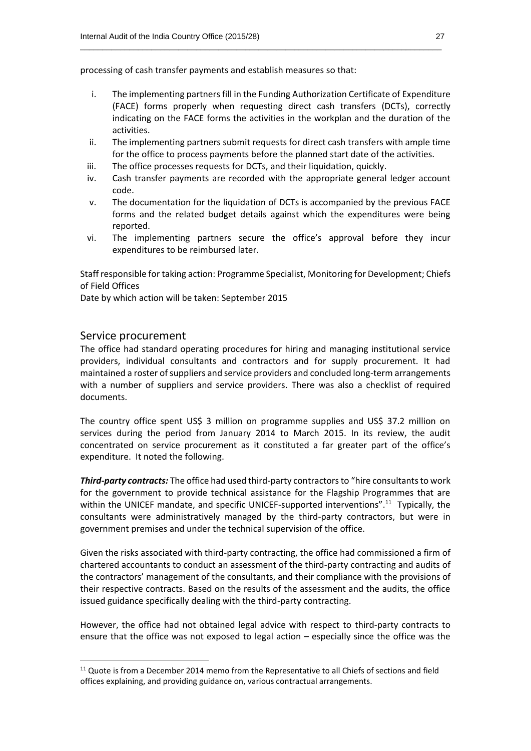processing of cash transfer payments and establish measures so that:

i. The implementing partners fill in the Funding Authorization Certificate of Expenditure (FACE) forms properly when requesting direct cash transfers (DCTs), correctly indicating on the FACE forms the activities in the workplan and the duration of the activities.
ii. The implementing partners submit requests for direct cash transfers with ample time for the office to process payments before the planned start date of the activities.
iii. The office processes requests for DCTs, and their liquidation, quickly.
iv. Cash transfer payments are recorded with the appropriate general ledger account code.
v. The documentation for the liquidation of DCTs is accompanied by the previous FACE forms and the related budget details against which the expenditures were being reported.
vi. The implementing partners secure the office's approval before they incur expenditures to be reimbursed later.

Staff responsible for taking action: Programme Specialist, Monitoring for Development; Chiefs of Field Offices
Date by which action will be taken: September 2015

## Service procurement

The office had standard operating procedures for hiring and managing institutional service providers, individual consultants and contractors and for supply procurement. It had maintained a roster of suppliers and service providers and concluded long-term arrangements with a number of suppliers and service providers. There was also a checklist of required documents.

The country office spent US$ 3 million on programme supplies and US$ 37.2 million on services during the period from January 2014 to March 2015. In its review, the audit concentrated on service procurement as it constituted a far greater part of the office's expenditure. It noted the following.

***Third-party contracts:*** The office had used third-party contractors to "hire consultants to work for the government to provide technical assistance for the Flagship Programmes that are within the UNICEF mandate, and specific UNICEF-supported interventions".[11] Typically, the consultants were administratively managed by the third-party contractors, but were in government premises and under the technical supervision of the office.

Given the risks associated with third-party contracting, the office had commissioned a firm of chartered accountants to conduct an assessment of the third-party contracting and audits of the contractors' management of the consultants, and their compliance with the provisions of their respective contracts. Based on the results of the assessment and the audits, the office issued guidance specifically dealing with the third-party contracting.

However, the office had not obtained legal advice with respect to third-party contracts to ensure that the office was not exposed to legal action – especially since the office was the

[11] Quote is from a December 2014 memo from the Representative to all Chiefs of sections and field offices explaining, and providing guidance on, various contractual arrangements.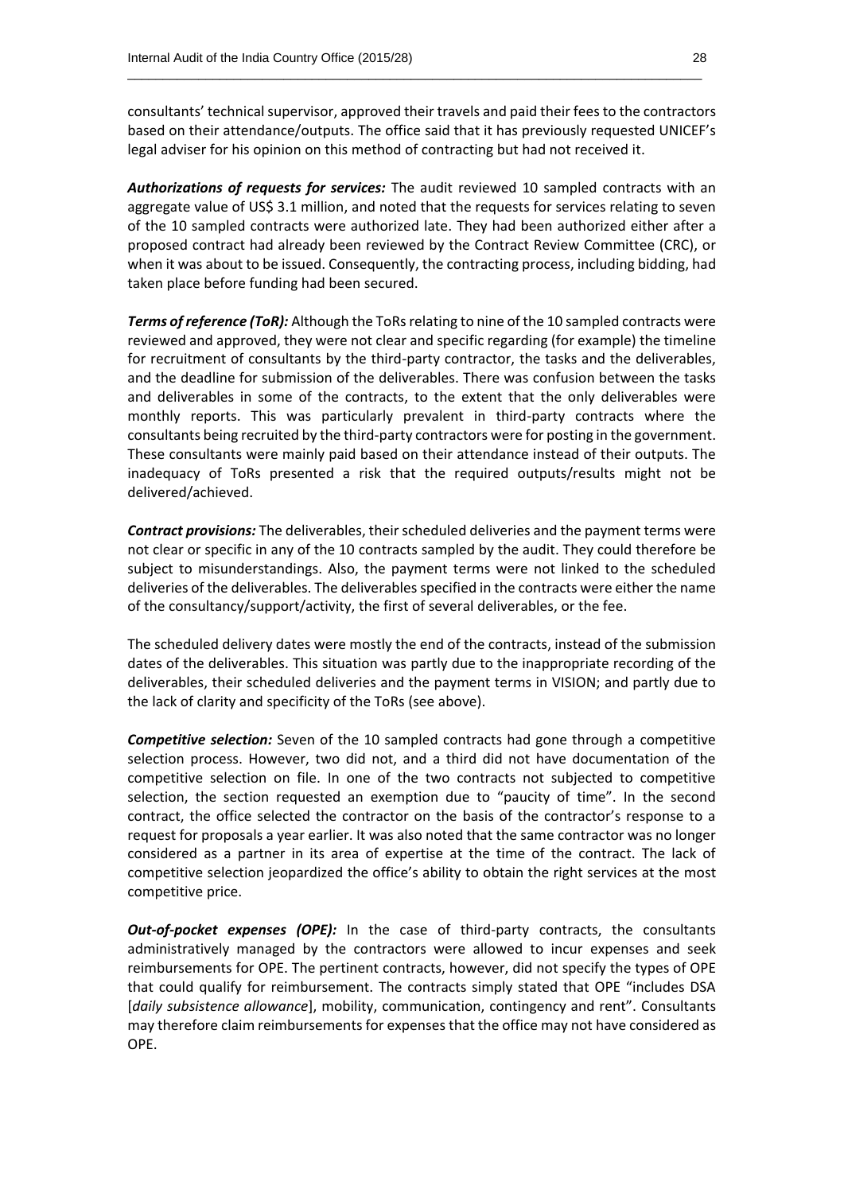consultants' technical supervisor, approved their travels and paid their fees to the contractors based on their attendance/outputs. The office said that it has previously requested UNICEF's legal adviser for his opinion on this method of contracting but had not received it.

***Authorizations of requests for services:*** The audit reviewed 10 sampled contracts with an aggregate value of US$ 3.1 million, and noted that the requests for services relating to seven of the 10 sampled contracts were authorized late. They had been authorized either after a proposed contract had already been reviewed by the Contract Review Committee (CRC), or when it was about to be issued. Consequently, the contracting process, including bidding, had taken place before funding had been secured.

***Terms of reference (ToR):*** Although the ToRs relating to nine of the 10 sampled contracts were reviewed and approved, they were not clear and specific regarding (for example) the timeline for recruitment of consultants by the third-party contractor, the tasks and the deliverables, and the deadline for submission of the deliverables. There was confusion between the tasks and deliverables in some of the contracts, to the extent that the only deliverables were monthly reports. This was particularly prevalent in third-party contracts where the consultants being recruited by the third-party contractors were for posting in the government. These consultants were mainly paid based on their attendance instead of their outputs. The inadequacy of ToRs presented a risk that the required outputs/results might not be delivered/achieved.

***Contract provisions:*** The deliverables, their scheduled deliveries and the payment terms were not clear or specific in any of the 10 contracts sampled by the audit. They could therefore be subject to misunderstandings. Also, the payment terms were not linked to the scheduled deliveries of the deliverables. The deliverables specified in the contracts were either the name of the consultancy/support/activity, the first of several deliverables, or the fee.

The scheduled delivery dates were mostly the end of the contracts, instead of the submission dates of the deliverables. This situation was partly due to the inappropriate recording of the deliverables, their scheduled deliveries and the payment terms in VISION; and partly due to the lack of clarity and specificity of the ToRs (see above).

***Competitive selection:*** Seven of the 10 sampled contracts had gone through a competitive selection process. However, two did not, and a third did not have documentation of the competitive selection on file. In one of the two contracts not subjected to competitive selection, the section requested an exemption due to "paucity of time". In the second contract, the office selected the contractor on the basis of the contractor's response to a request for proposals a year earlier. It was also noted that the same contractor was no longer considered as a partner in its area of expertise at the time of the contract. The lack of competitive selection jeopardized the office's ability to obtain the right services at the most competitive price.

***Out-of-pocket expenses (OPE):*** In the case of third-party contracts, the consultants administratively managed by the contractors were allowed to incur expenses and seek reimbursements for OPE. The pertinent contracts, however, did not specify the types of OPE that could qualify for reimbursement. The contracts simply stated that OPE "includes DSA [*daily subsistence allowance*], mobility, communication, contingency and rent". Consultants may therefore claim reimbursements for expenses that the office may not have considered as OPE.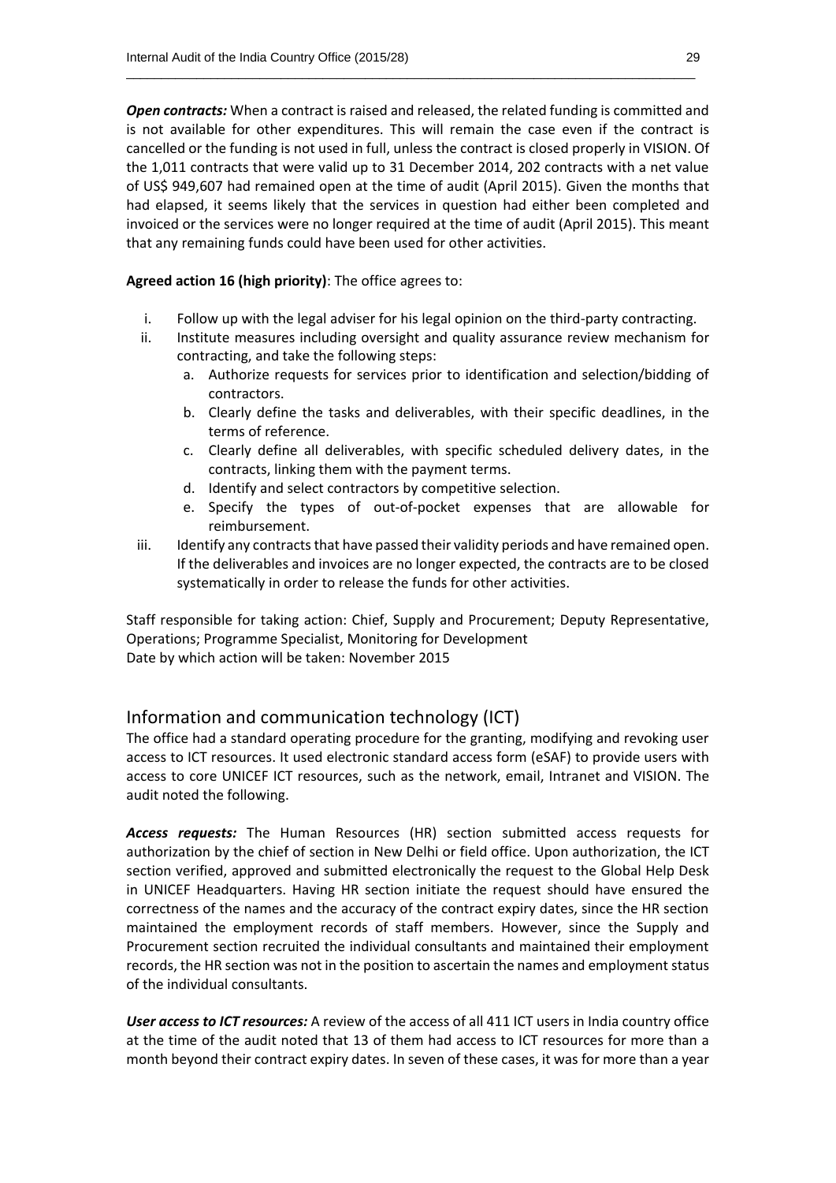***Open contracts:*** When a contract is raised and released, the related funding is committed and is not available for other expenditures. This will remain the case even if the contract is cancelled or the funding is not used in full, unless the contract is closed properly in VISION. Of the 1,011 contracts that were valid up to 31 December 2014, 202 contracts with a net value of US$ 949,607 had remained open at the time of audit (April 2015). Given the months that had elapsed, it seems likely that the services in question had either been completed and invoiced or the services were no longer required at the time of audit (April 2015). This meant that any remaining funds could have been used for other activities.

**Agreed action 16 (high priority)**: The office agrees to:

i. Follow up with the legal adviser for his legal opinion on the third-party contracting.
ii. Institute measures including oversight and quality assurance review mechanism for contracting, and take the following steps:
    a. Authorize requests for services prior to identification and selection/bidding of contractors.
    b. Clearly define the tasks and deliverables, with their specific deadlines, in the terms of reference.
    c. Clearly define all deliverables, with specific scheduled delivery dates, in the contracts, linking them with the payment terms.
    d. Identify and select contractors by competitive selection.
    e. Specify the types of out-of-pocket expenses that are allowable for reimbursement.
iii. Identify any contracts that have passed their validity periods and have remained open. If the deliverables and invoices are no longer expected, the contracts are to be closed systematically in order to release the funds for other activities.

Staff responsible for taking action: Chief, Supply and Procurement; Deputy Representative, Operations; Programme Specialist, Monitoring for Development
Date by which action will be taken: November 2015

## Information and communication technology (ICT)

The office had a standard operating procedure for the granting, modifying and revoking user access to ICT resources. It used electronic standard access form (eSAF) to provide users with access to core UNICEF ICT resources, such as the network, email, Intranet and VISION. The audit noted the following.

***Access requests:*** The Human Resources (HR) section submitted access requests for authorization by the chief of section in New Delhi or field office. Upon authorization, the ICT section verified, approved and submitted electronically the request to the Global Help Desk in UNICEF Headquarters. Having HR section initiate the request should have ensured the correctness of the names and the accuracy of the contract expiry dates, since the HR section maintained the employment records of staff members. However, since the Supply and Procurement section recruited the individual consultants and maintained their employment records, the HR section was not in the position to ascertain the names and employment status of the individual consultants.

***User access to ICT resources:*** A review of the access of all 411 ICT users in India country office at the time of the audit noted that 13 of them had access to ICT resources for more than a month beyond their contract expiry dates. In seven of these cases, it was for more than a year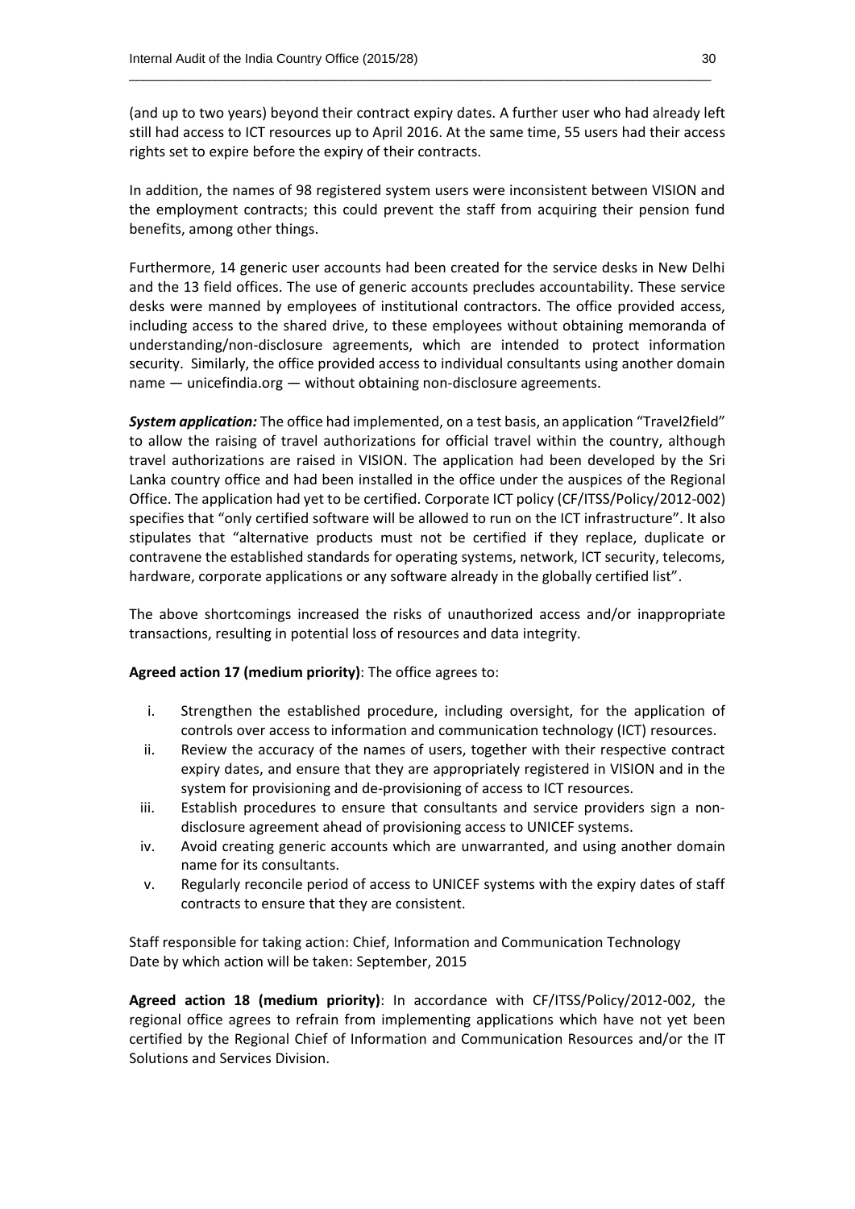(and up to two years) beyond their contract expiry dates. A further user who had already left still had access to ICT resources up to April 2016. At the same time, 55 users had their access rights set to expire before the expiry of their contracts.

In addition, the names of 98 registered system users were inconsistent between VISION and the employment contracts; this could prevent the staff from acquiring their pension fund benefits, among other things.

Furthermore, 14 generic user accounts had been created for the service desks in New Delhi and the 13 field offices. The use of generic accounts precludes accountability. These service desks were manned by employees of institutional contractors. The office provided access, including access to the shared drive, to these employees without obtaining memoranda of understanding/non-disclosure agreements, which are intended to protect information security. Similarly, the office provided access to individual consultants using another domain name — unicefindia.org — without obtaining non-disclosure agreements.

***System application:*** The office had implemented, on a test basis, an application "Travel2field" to allow the raising of travel authorizations for official travel within the country, although travel authorizations are raised in VISION. The application had been developed by the Sri Lanka country office and had been installed in the office under the auspices of the Regional Office. The application had yet to be certified. Corporate ICT policy (CF/ITSS/Policy/2012-002) specifies that "only certified software will be allowed to run on the ICT infrastructure". It also stipulates that "alternative products must not be certified if they replace, duplicate or contravene the established standards for operating systems, network, ICT security, telecoms, hardware, corporate applications or any software already in the globally certified list".

The above shortcomings increased the risks of unauthorized access and/or inappropriate transactions, resulting in potential loss of resources and data integrity.

**Agreed action 17 (medium priority)**: The office agrees to:

i. Strengthen the established procedure, including oversight, for the application of controls over access to information and communication technology (ICT) resources.
ii. Review the accuracy of the names of users, together with their respective contract expiry dates, and ensure that they are appropriately registered in VISION and in the system for provisioning and de-provisioning of access to ICT resources.
iii. Establish procedures to ensure that consultants and service providers sign a non-disclosure agreement ahead of provisioning access to UNICEF systems.
iv. Avoid creating generic accounts which are unwarranted, and using another domain name for its consultants.
v. Regularly reconcile period of access to UNICEF systems with the expiry dates of staff contracts to ensure that they are consistent.

Staff responsible for taking action: Chief, Information and Communication Technology
Date by which action will be taken: September, 2015

**Agreed action 18 (medium priority)**: In accordance with CF/ITSS/Policy/2012-002, the regional office agrees to refrain from implementing applications which have not yet been certified by the Regional Chief of Information and Communication Resources and/or the IT Solutions and Services Division.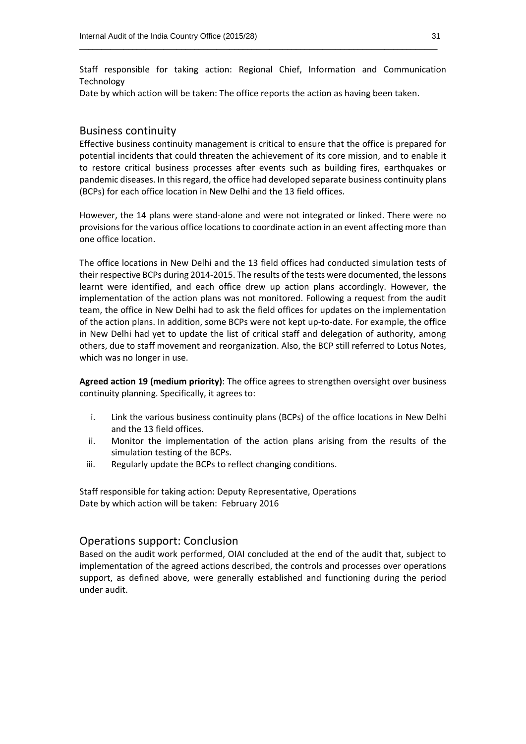Staff responsible for taking action: Regional Chief, Information and Communication Technology
Date by which action will be taken: The office reports the action as having been taken.

## Business continuity

Effective business continuity management is critical to ensure that the office is prepared for potential incidents that could threaten the achievement of its core mission, and to enable it to restore critical business processes after events such as building fires, earthquakes or pandemic diseases. In this regard, the office had developed separate business continuity plans (BCPs) for each office location in New Delhi and the 13 field offices.

However, the 14 plans were stand-alone and were not integrated or linked. There were no provisions for the various office locations to coordinate action in an event affecting more than one office location.

The office locations in New Delhi and the 13 field offices had conducted simulation tests of their respective BCPs during 2014-2015. The results of the tests were documented, the lessons learnt were identified, and each office drew up action plans accordingly. However, the implementation of the action plans was not monitored. Following a request from the audit team, the office in New Delhi had to ask the field offices for updates on the implementation of the action plans. In addition, some BCPs were not kept up-to-date. For example, the office in New Delhi had yet to update the list of critical staff and delegation of authority, among others, due to staff movement and reorganization. Also, the BCP still referred to Lotus Notes, which was no longer in use.

**Agreed action 19 (medium priority)**: The office agrees to strengthen oversight over business continuity planning. Specifically, it agrees to:

i. Link the various business continuity plans (BCPs) of the office locations in New Delhi and the 13 field offices.
ii. Monitor the implementation of the action plans arising from the results of the simulation testing of the BCPs.
iii. Regularly update the BCPs to reflect changing conditions.

Staff responsible for taking action: Deputy Representative, Operations
Date by which action will be taken: February 2016

## Operations support: Conclusion

Based on the audit work performed, OIAI concluded at the end of the audit that, subject to implementation of the agreed actions described, the controls and processes over operations support, as defined above, were generally established and functioning during the period under audit.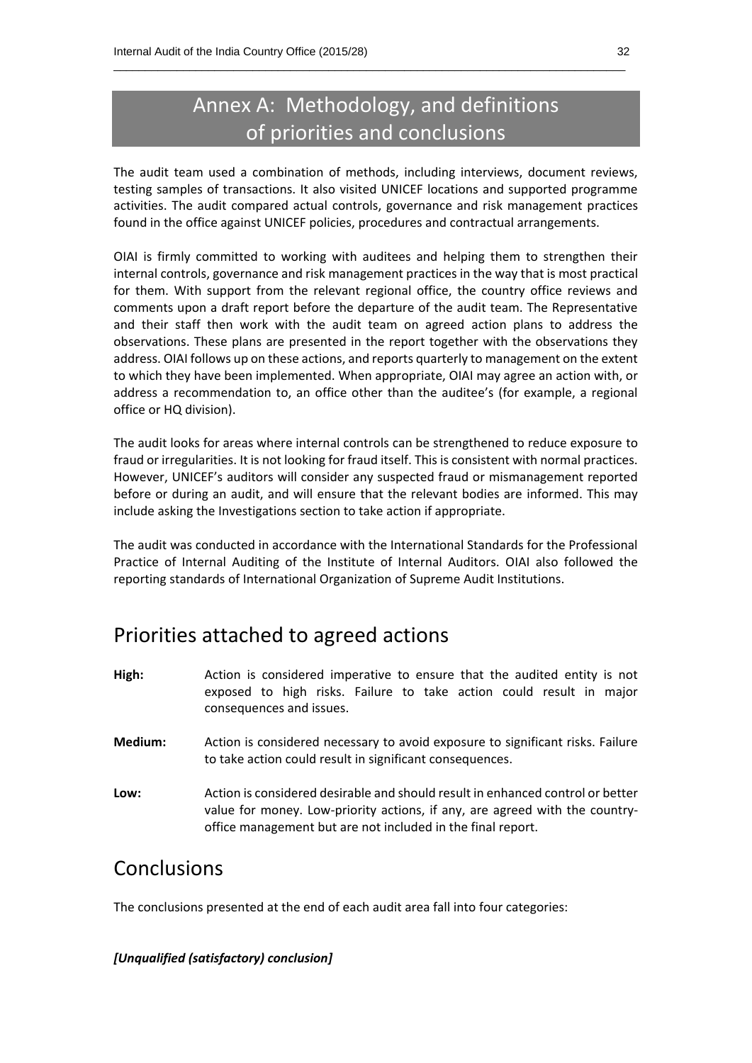# Annex A: Methodology, and definitions of priorities and conclusions

The audit team used a combination of methods, including interviews, document reviews, testing samples of transactions. It also visited UNICEF locations and supported programme activities. The audit compared actual controls, governance and risk management practices found in the office against UNICEF policies, procedures and contractual arrangements.

OIAI is firmly committed to working with auditees and helping them to strengthen their internal controls, governance and risk management practices in the way that is most practical for them. With support from the relevant regional office, the country office reviews and comments upon a draft report before the departure of the audit team. The Representative and their staff then work with the audit team on agreed action plans to address the observations. These plans are presented in the report together with the observations they address. OIAI follows up on these actions, and reports quarterly to management on the extent to which they have been implemented. When appropriate, OIAI may agree an action with, or address a recommendation to, an office other than the auditee's (for example, a regional office or HQ division).

The audit looks for areas where internal controls can be strengthened to reduce exposure to fraud or irregularities. It is not looking for fraud itself. This is consistent with normal practices. However, UNICEF's auditors will consider any suspected fraud or mismanagement reported before or during an audit, and will ensure that the relevant bodies are informed. This may include asking the Investigations section to take action if appropriate.

The audit was conducted in accordance with the International Standards for the Professional Practice of Internal Auditing of the Institute of Internal Auditors. OIAI also followed the reporting standards of International Organization of Supreme Audit Institutions.

## Priorities attached to agreed actions

**High:** Action is considered imperative to ensure that the audited entity is not exposed to high risks. Failure to take action could result in major consequences and issues.

**Medium:** Action is considered necessary to avoid exposure to significant risks. Failure to take action could result in significant consequences.

**Low:** Action is considered desirable and should result in enhanced control or better value for money. Low-priority actions, if any, are agreed with the country-office management but are not included in the final report.

## Conclusions

The conclusions presented at the end of each audit area fall into four categories:

***[Unqualified (satisfactory) conclusion]***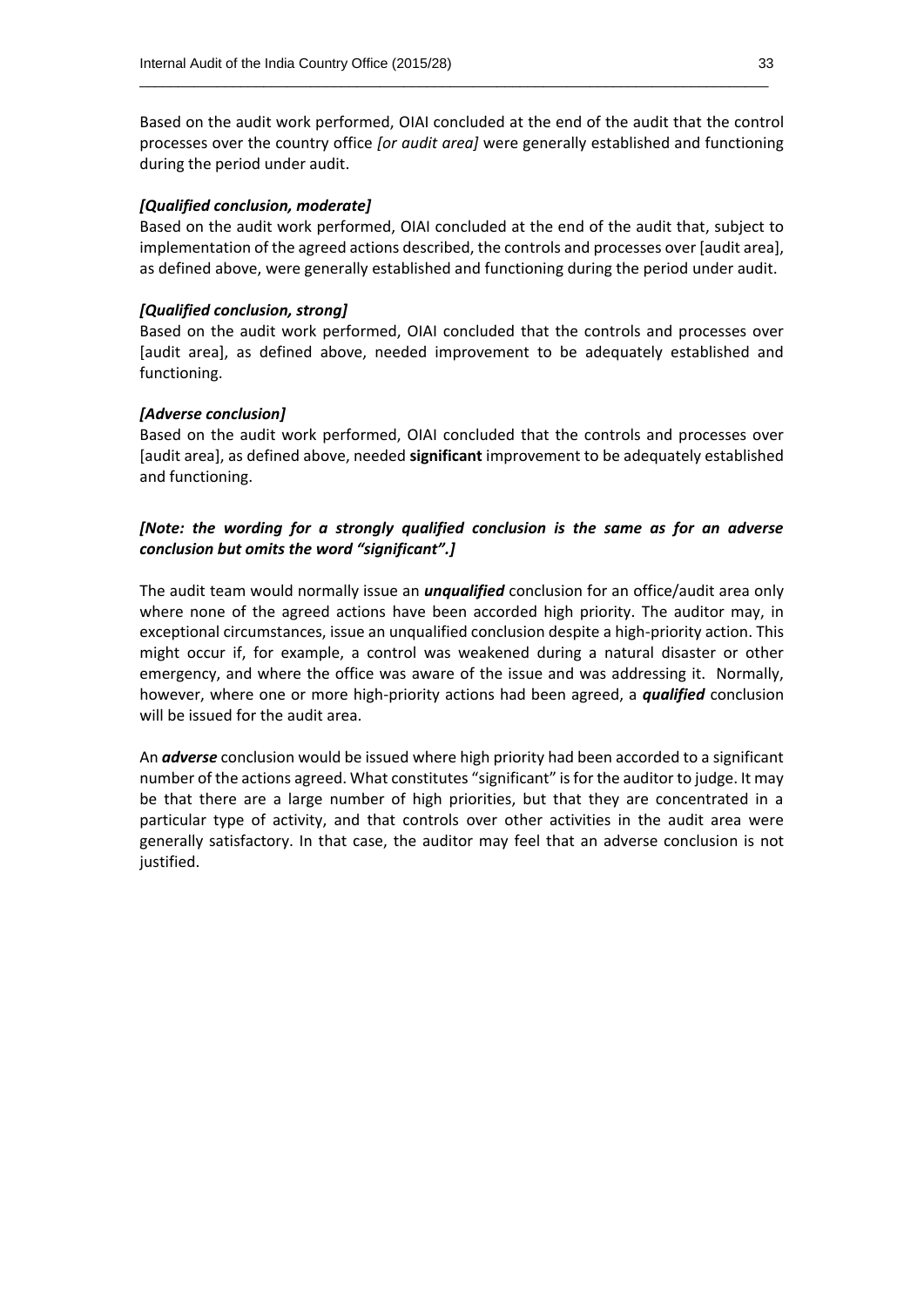Based on the audit work performed, OIAI concluded at the end of the audit that the control processes over the country office *[or audit area]* were generally established and functioning during the period under audit.

***[Qualified conclusion, moderate]***

Based on the audit work performed, OIAI concluded at the end of the audit that, subject to implementation of the agreed actions described, the controls and processes over [audit area], as defined above, were generally established and functioning during the period under audit.

***[Qualified conclusion, strong]***

Based on the audit work performed, OIAI concluded that the controls and processes over [audit area], as defined above, needed improvement to be adequately established and functioning.

***[Adverse conclusion]***

Based on the audit work performed, OIAI concluded that the controls and processes over [audit area], as defined above, needed **significant** improvement to be adequately established and functioning.

***[Note: the wording for a strongly qualified conclusion is the same as for an adverse conclusion but omits the word "significant".]***

The audit team would normally issue an ***unqualified*** conclusion for an office/audit area only where none of the agreed actions have been accorded high priority. The auditor may, in exceptional circumstances, issue an unqualified conclusion despite a high-priority action. This might occur if, for example, a control was weakened during a natural disaster or other emergency, and where the office was aware of the issue and was addressing it. Normally, however, where one or more high-priority actions had been agreed, a ***qualified*** conclusion will be issued for the audit area.

An ***adverse*** conclusion would be issued where high priority had been accorded to a significant number of the actions agreed. What constitutes "significant" is for the auditor to judge. It may be that there are a large number of high priorities, but that they are concentrated in a particular type of activity, and that controls over other activities in the audit area were generally satisfactory. In that case, the auditor may feel that an adverse conclusion is not justified.